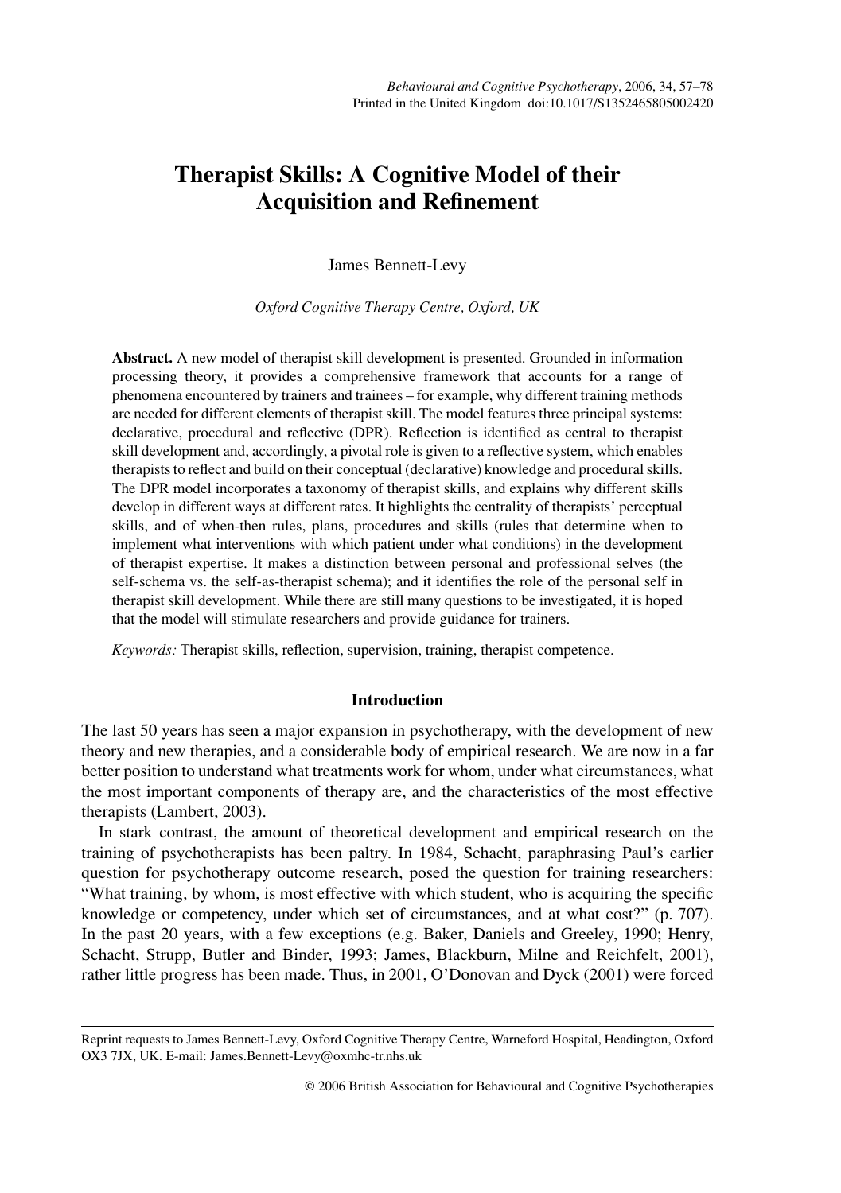# Therapist Skills: A Cognitive Model of their Acquisition and Refinement

James Bennett-Levy

*Oxford Cognitive Therapy Centre, Oxford, UK*

**Abstract.** A new model of therapist skill development is presented. Grounded in information processing theory, it provides a comprehensive framework that accounts for a range of phenomena encountered by trainers and trainees – for example, why different training methods are needed for different elements of therapist skill. The model features three principal systems: declarative, procedural and reflective (DPR). Reflection is identified as central to therapist skill development and, accordingly, a pivotal role is given to a reflective system, which enables therapists to reflect and build on their conceptual (declarative) knowledge and procedural skills. The DPR model incorporates a taxonomy of therapist skills, and explains why different skills develop in different ways at different rates. It highlights the centrality of therapists' perceptual skills, and of when-then rules, plans, procedures and skills (rules that determine when to implement what interventions with which patient under what conditions) in the development of therapist expertise. It makes a distinction between personal and professional selves (the self-schema vs. the self-as-therapist schema); and it identifies the role of the personal self in therapist skill development. While there are still many questions to be investigated, it is hoped that the model will stimulate researchers and provide guidance for trainers.

*Keywords:* Therapist skills, reflection, supervision, training, therapist competence.

## Introduction

The last 50 years has seen a major expansion in psychotherapy, with the development of new theory and new therapies, and a considerable body of empirical research. We are now in a far better position to understand what treatments work for whom, under what circumstances, what the most important components of therapy are, and the characteristics of the most effective therapists (Lambert, 2003).

In stark contrast, the amount of theoretical development and empirical research on the training of psychotherapists has been paltry. In 1984, Schacht, paraphrasing Paul's earlier question for psychotherapy outcome research, posed the question for training researchers: "What training, by whom, is most effective with which student, who is acquiring the specific knowledge or competency, under which set of circumstances, and at what cost?" (p. 707). In the past 20 years, with a few exceptions (e.g. Baker, Daniels and Greeley, 1990; Henry, Schacht, Strupp, Butler and Binder, 1993; James, Blackburn, Milne and Reichfelt, 2001), rather little progress has been made. Thus, in 2001, O'Donovan and Dyck (2001) were forced

---

Reprint requests to James Bennett-Levy, Oxford Cognitive Therapy Centre, Warneford Hospital, Headington, Oxford OX3 7JX, UK. E-mail: James.Bennett-Levy@oxmhc-tr.nhs.uk

© 2006 British Association for Behavioural and Cognitive Psychotherapies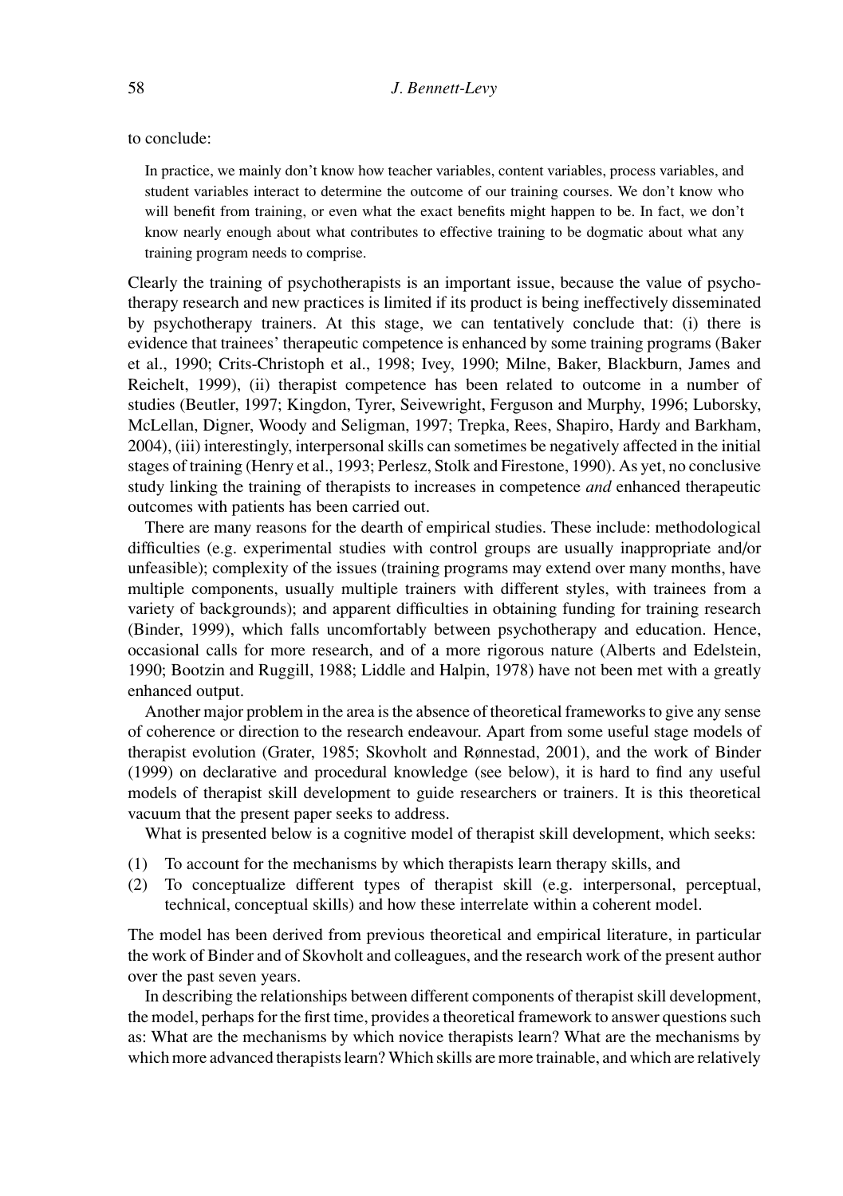to conclude:

> In practice, we mainly don't know how teacher variables, content variables, process variables, and student variables interact to determine the outcome of our training courses. We don't know who will benefit from training, or even what the exact benefits might happen to be. In fact, we don't know nearly enough about what contributes to effective training to be dogmatic about what any training program needs to comprise.

Clearly the training of psychotherapists is an important issue, because the value of psychotherapy research and new practices is limited if its product is being ineffectively disseminated by psychotherapy trainers. At this stage, we can tentatively conclude that: (i) there is evidence that trainees' therapeutic competence is enhanced by some training programs (Baker et al., 1990; Crits-Christoph et al., 1998; Ivey, 1990; Milne, Baker, Blackburn, James and Reichelt, 1999), (ii) therapist competence has been related to outcome in a number of studies (Beutler, 1997; Kingdon, Tyrer, Seivewright, Ferguson and Murphy, 1996; Luborsky, McLellan, Digner, Woody and Seligman, 1997; Trepka, Rees, Shapiro, Hardy and Barkham, 2004), (iii) interestingly, interpersonal skills can sometimes be negatively affected in the initial stages of training (Henry et al., 1993; Perlesz, Stolk and Firestone, 1990). As yet, no conclusive study linking the training of therapists to increases in competence *and* enhanced therapeutic outcomes with patients has been carried out.

There are many reasons for the dearth of empirical studies. These include: methodological difficulties (e.g. experimental studies with control groups are usually inappropriate and/or unfeasible); complexity of the issues (training programs may extend over many months, have multiple components, usually multiple trainers with different styles, with trainees from a variety of backgrounds); and apparent difficulties in obtaining funding for training research (Binder, 1999), which falls uncomfortably between psychotherapy and education. Hence, occasional calls for more research, and of a more rigorous nature (Alberts and Edelstein, 1990; Bootzin and Ruggill, 1988; Liddle and Halpin, 1978) have not been met with a greatly enhanced output.

Another major problem in the area is the absence of theoretical frameworks to give any sense of coherence or direction to the research endeavour. Apart from some useful stage models of therapist evolution (Grater, 1985; Skovholt and Rønnestad, 2001), and the work of Binder (1999) on declarative and procedural knowledge (see below), it is hard to find any useful models of therapist skill development to guide researchers or trainers. It is this theoretical vacuum that the present paper seeks to address.

What is presented below is a cognitive model of therapist skill development, which seeks:

(1) To account for the mechanisms by which therapists learn therapy skills, and
(2) To conceptualize different types of therapist skill (e.g. interpersonal, perceptual, technical, conceptual skills) and how these interrelate within a coherent model.

The model has been derived from previous theoretical and empirical literature, in particular the work of Binder and of Skovholt and colleagues, and the research work of the present author over the past seven years.

In describing the relationships between different components of therapist skill development, the model, perhaps for the first time, provides a theoretical framework to answer questions such as: What are the mechanisms by which novice therapists learn? What are the mechanisms by which more advanced therapists learn? Which skills are more trainable, and which are relatively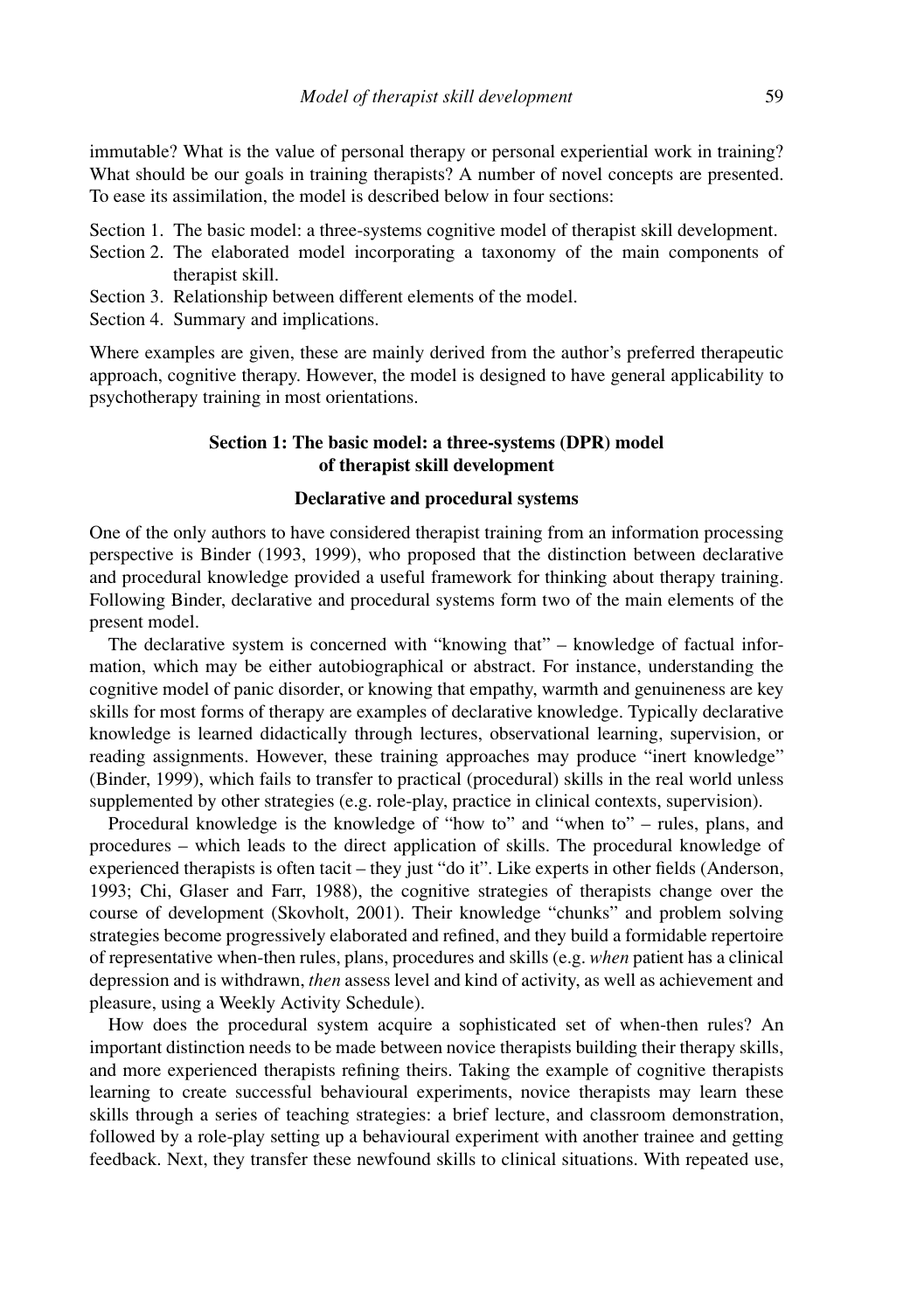immutable? What is the value of personal therapy or personal experiential work in training? What should be our goals in training therapists? A number of novel concepts are presented. To ease its assimilation, the model is described below in four sections:

Section 1. The basic model: a three-systems cognitive model of therapist skill development.
Section 2. The elaborated model incorporating a taxonomy of the main components of therapist skill.
Section 3. Relationship between different elements of the model.
Section 4. Summary and implications.

Where examples are given, these are mainly derived from the author's preferred therapeutic approach, cognitive therapy. However, the model is designed to have general applicability to psychotherapy training in most orientations.

## Section 1: The basic model: a three-systems (DPR) model of therapist skill development

### Declarative and procedural systems

One of the only authors to have considered therapist training from an information processing perspective is Binder (1993, 1999), who proposed that the distinction between declarative and procedural knowledge provided a useful framework for thinking about therapy training. Following Binder, declarative and procedural systems form two of the main elements of the present model.

The declarative system is concerned with "knowing that" – knowledge of factual information, which may be either autobiographical or abstract. For instance, understanding the cognitive model of panic disorder, or knowing that empathy, warmth and genuineness are key skills for most forms of therapy are examples of declarative knowledge. Typically declarative knowledge is learned didactically through lectures, observational learning, supervision, or reading assignments. However, these training approaches may produce "inert knowledge" (Binder, 1999), which fails to transfer to practical (procedural) skills in the real world unless supplemented by other strategies (e.g. role-play, practice in clinical contexts, supervision).

Procedural knowledge is the knowledge of "how to" and "when to" – rules, plans, and procedures – which leads to the direct application of skills. The procedural knowledge of experienced therapists is often tacit – they just "do it". Like experts in other fields (Anderson, 1993; Chi, Glaser and Farr, 1988), the cognitive strategies of therapists change over the course of development (Skovholt, 2001). Their knowledge "chunks" and problem solving strategies become progressively elaborated and refined, and they build a formidable repertoire of representative when-then rules, plans, procedures and skills (e.g. *when* patient has a clinical depression and is withdrawn, *then* assess level and kind of activity, as well as achievement and pleasure, using a Weekly Activity Schedule).

How does the procedural system acquire a sophisticated set of when-then rules? An important distinction needs to be made between novice therapists building their therapy skills, and more experienced therapists refining theirs. Taking the example of cognitive therapists learning to create successful behavioural experiments, novice therapists may learn these skills through a series of teaching strategies: a brief lecture, and classroom demonstration, followed by a role-play setting up a behavioural experiment with another trainee and getting feedback. Next, they transfer these newfound skills to clinical situations. With repeated use,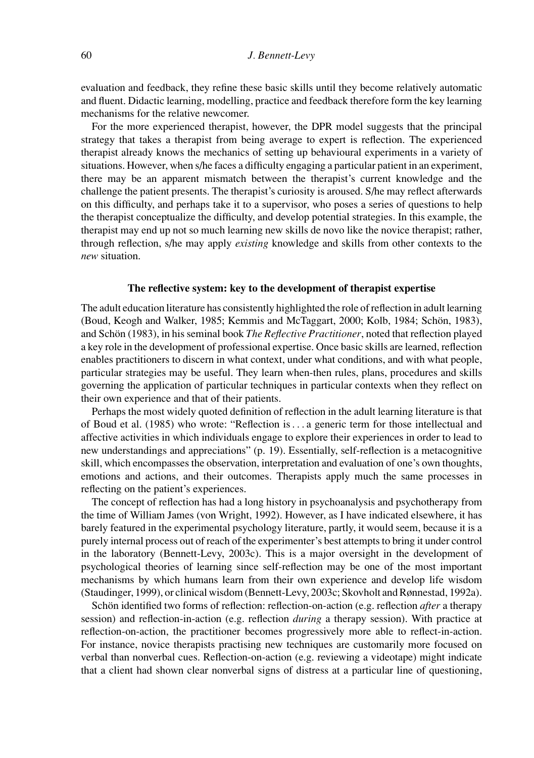evaluation and feedback, they refine these basic skills until they become relatively automatic and fluent. Didactic learning, modelling, practice and feedback therefore form the key learning mechanisms for the relative newcomer.

For the more experienced therapist, however, the DPR model suggests that the principal strategy that takes a therapist from being average to expert is reflection. The experienced therapist already knows the mechanics of setting up behavioural experiments in a variety of situations. However, when s/he faces a difficulty engaging a particular patient in an experiment, there may be an apparent mismatch between the therapist's current knowledge and the challenge the patient presents. The therapist's curiosity is aroused. S/he may reflect afterwards on this difficulty, and perhaps take it to a supervisor, who poses a series of questions to help the therapist conceptualize the difficulty, and develop potential strategies. In this example, the therapist may end up not so much learning new skills de novo like the novice therapist; rather, through reflection, s/he may apply *existing* knowledge and skills from other contexts to the *new* situation.

## The reflective system: key to the development of therapist expertise

The adult education literature has consistently highlighted the role of reflection in adult learning (Boud, Keogh and Walker, 1985; Kemmis and McTaggart, 2000; Kolb, 1984; Schön, 1983), and Schön (1983), in his seminal book *The Reflective Practitioner*, noted that reflection played a key role in the development of professional expertise. Once basic skills are learned, reflection enables practitioners to discern in what context, under what conditions, and with what people, particular strategies may be useful. They learn when-then rules, plans, procedures and skills governing the application of particular techniques in particular contexts when they reflect on their own experience and that of their patients.

Perhaps the most widely quoted definition of reflection in the adult learning literature is that of Boud et al. (1985) who wrote: "Reflection is . . . a generic term for those intellectual and affective activities in which individuals engage to explore their experiences in order to lead to new understandings and appreciations" (p. 19). Essentially, self-reflection is a metacognitive skill, which encompasses the observation, interpretation and evaluation of one's own thoughts, emotions and actions, and their outcomes. Therapists apply much the same processes in reflecting on the patient's experiences.

The concept of reflection has had a long history in psychoanalysis and psychotherapy from the time of William James (von Wright, 1992). However, as I have indicated elsewhere, it has barely featured in the experimental psychology literature, partly, it would seem, because it is a purely internal process out of reach of the experimenter's best attempts to bring it under control in the laboratory (Bennett-Levy, 2003c). This is a major oversight in the development of psychological theories of learning since self-reflection may be one of the most important mechanisms by which humans learn from their own experience and develop life wisdom (Staudinger, 1999), or clinical wisdom (Bennett-Levy, 2003c; Skovholt and Rønnestad, 1992a).

Schön identified two forms of reflection: reflection-on-action (e.g. reflection *after* a therapy session) and reflection-in-action (e.g. reflection *during* a therapy session). With practice at reflection-on-action, the practitioner becomes progressively more able to reflect-in-action. For instance, novice therapists practising new techniques are customarily more focused on verbal than nonverbal cues. Reflection-on-action (e.g. reviewing a videotape) might indicate that a client had shown clear nonverbal signs of distress at a particular line of questioning,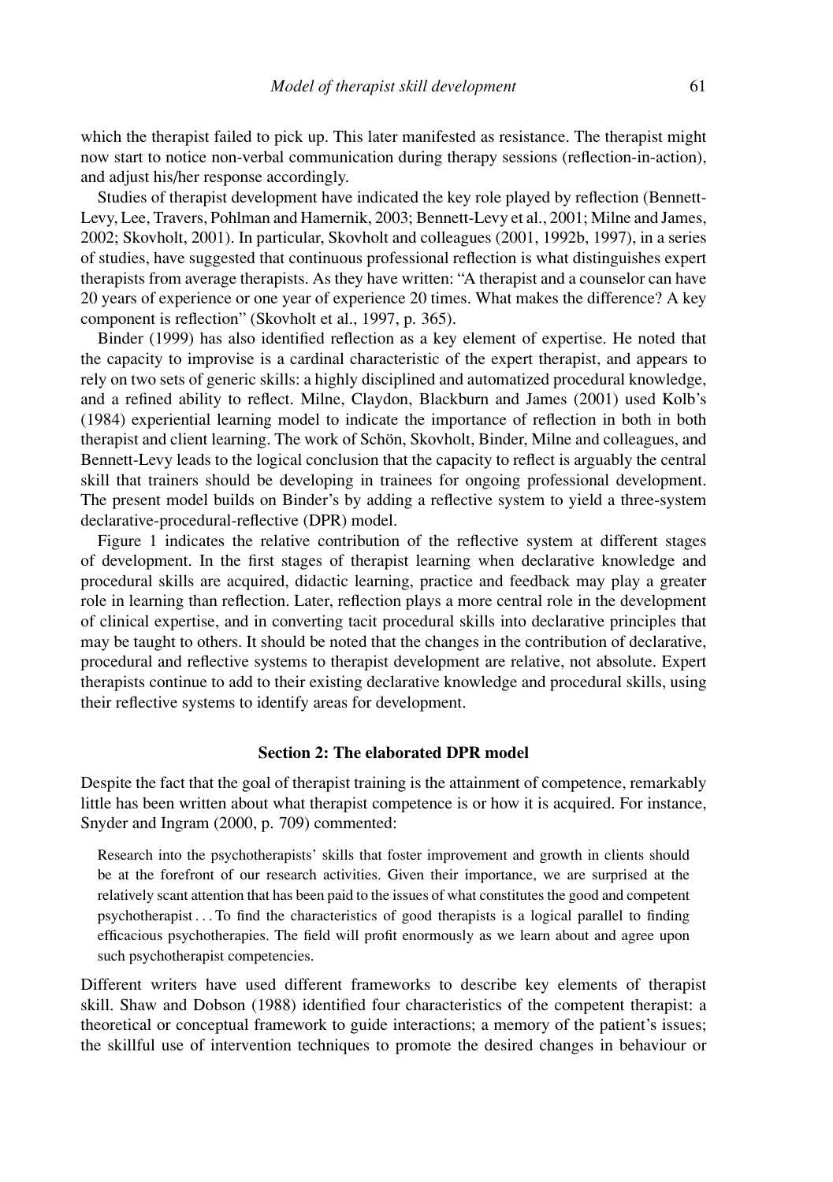which the therapist failed to pick up. This later manifested as resistance. The therapist might now start to notice non-verbal communication during therapy sessions (reflection-in-action), and adjust his/her response accordingly.

Studies of therapist development have indicated the key role played by reflection (Bennett-Levy, Lee, Travers, Pohlman and Hamernik, 2003; Bennett-Levy et al., 2001; Milne and James, 2002; Skovholt, 2001). In particular, Skovholt and colleagues (2001, 1992b, 1997), in a series of studies, have suggested that continuous professional reflection is what distinguishes expert therapists from average therapists. As they have written: "A therapist and a counselor can have 20 years of experience or one year of experience 20 times. What makes the difference? A key component is reflection" (Skovholt et al., 1997, p. 365).

Binder (1999) has also identified reflection as a key element of expertise. He noted that the capacity to improvise is a cardinal characteristic of the expert therapist, and appears to rely on two sets of generic skills: a highly disciplined and automatized procedural knowledge, and a refined ability to reflect. Milne, Claydon, Blackburn and James (2001) used Kolb's (1984) experiential learning model to indicate the importance of reflection in both in both therapist and client learning. The work of Schön, Skovholt, Binder, Milne and colleagues, and Bennett-Levy leads to the logical conclusion that the capacity to reflect is arguably the central skill that trainers should be developing in trainees for ongoing professional development. The present model builds on Binder's by adding a reflective system to yield a three-system declarative-procedural-reflective (DPR) model.

Figure 1 indicates the relative contribution of the reflective system at different stages of development. In the first stages of therapist learning when declarative knowledge and procedural skills are acquired, didactic learning, practice and feedback may play a greater role in learning than reflection. Later, reflection plays a more central role in the development of clinical expertise, and in converting tacit procedural skills into declarative principles that may be taught to others. It should be noted that the changes in the contribution of declarative, procedural and reflective systems to therapist development are relative, not absolute. Expert therapists continue to add to their existing declarative knowledge and procedural skills, using their reflective systems to identify areas for development.

## Section 2: The elaborated DPR model

Despite the fact that the goal of therapist training is the attainment of competence, remarkably little has been written about what therapist competence is or how it is acquired. For instance, Snyder and Ingram (2000, p. 709) commented:

> Research into the psychotherapists' skills that foster improvement and growth in clients should be at the forefront of our research activities. Given their importance, we are surprised at the relatively scant attention that has been paid to the issues of what constitutes the good and competent psychotherapist . . . To find the characteristics of good therapists is a logical parallel to finding efficacious psychotherapies. The field will profit enormously as we learn about and agree upon such psychotherapist competencies.

Different writers have used different frameworks to describe key elements of therapist skill. Shaw and Dobson (1988) identified four characteristics of the competent therapist: a theoretical or conceptual framework to guide interactions; a memory of the patient's issues; the skillful use of intervention techniques to promote the desired changes in behaviour or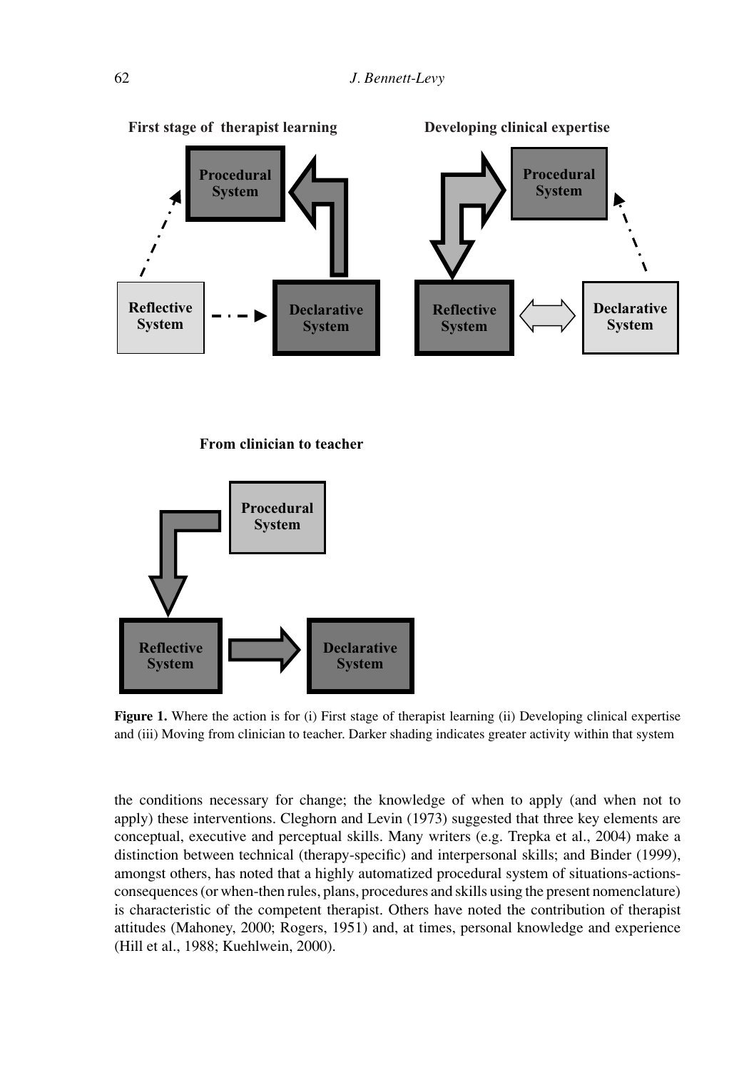First stage of therapist learning

Developing clinical expertise

Procedural System

Reflective System

Declarative System

Procedural System

Reflective System

Declarative System

From clinician to teacher

Procedural System

Reflective System

Declarative System

**Figure 1.** Where the action is for (i) First stage of therapist learning (ii) Developing clinical expertise and (iii) Moving from clinician to teacher. Darker shading indicates greater activity within that system

the conditions necessary for change; the knowledge of when to apply (and when not to apply) these interventions. Cleghorn and Levin (1973) suggested that three key elements are conceptual, executive and perceptual skills. Many writers (e.g. Trepka et al., 2004) make a distinction between technical (therapy-specific) and interpersonal skills; and Binder (1999), amongst others, has noted that a highly automatized procedural system of situations-actions-consequences (or when-then rules, plans, procedures and skills using the present nomenclature) is characteristic of the competent therapist. Others have noted the contribution of therapist attitudes (Mahoney, 2000; Rogers, 1951) and, at times, personal knowledge and experience (Hill et al., 1988; Kuehlwein, 2000).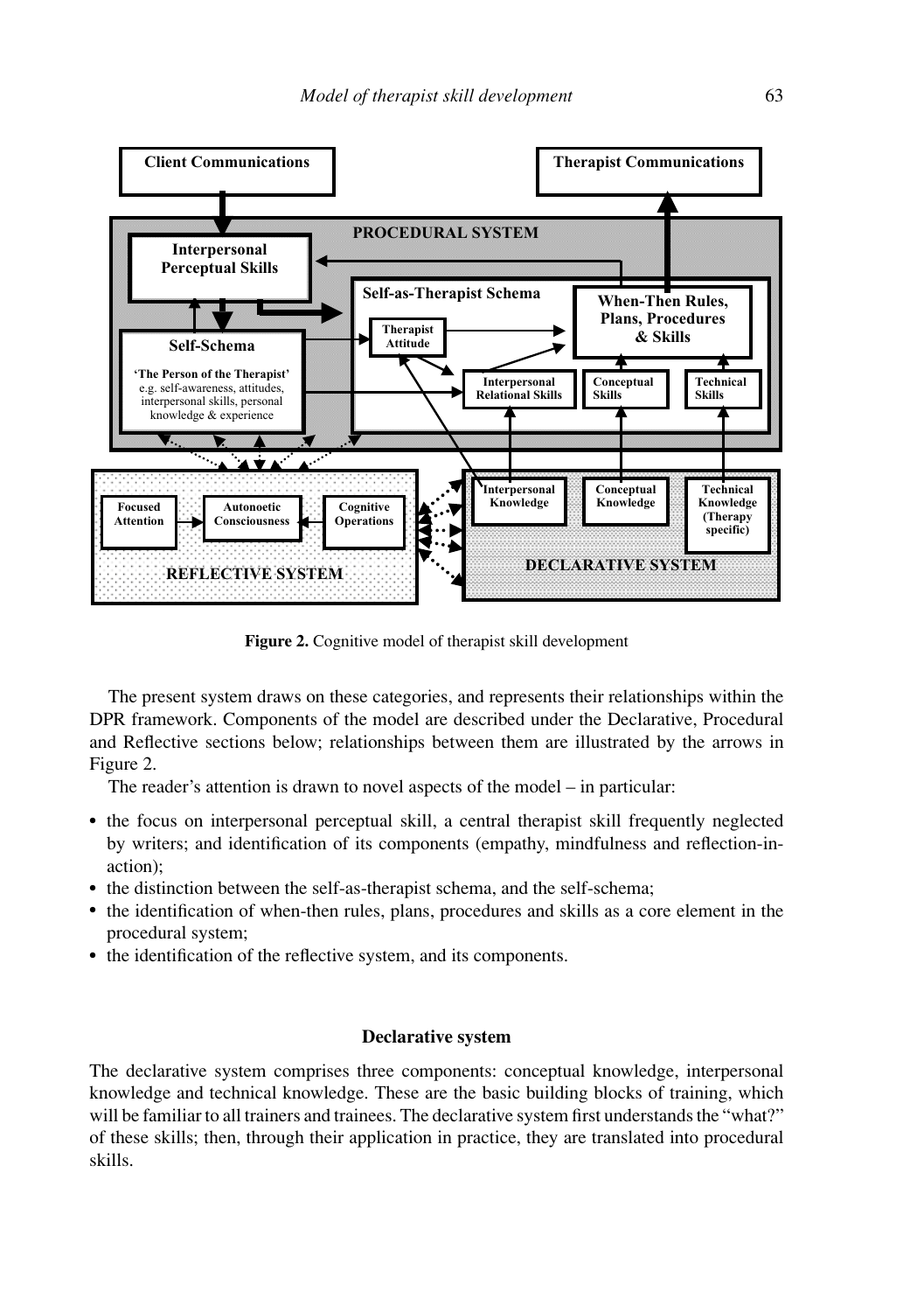Figure 2. Cognitive model of therapist skill development

The present system draws on these categories, and represents their relationships within the DPR framework. Components of the model are described under the Declarative, Procedural and Reflective sections below; relationships between them are illustrated by the arrows in Figure 2.

The reader's attention is drawn to novel aspects of the model – in particular:

- the focus on interpersonal perceptual skill, a central therapist skill frequently neglected by writers; and identification of its components (empathy, mindfulness and reflection-in-action);
- the distinction between the self-as-therapist schema, and the self-schema;
- the identification of when-then rules, plans, procedures and skills as a core element in the procedural system;
- the identification of the reflective system, and its components.

### Declarative system

The declarative system comprises three components: conceptual knowledge, interpersonal knowledge and technical knowledge. These are the basic building blocks of training, which will be familiar to all trainers and trainees. The declarative system first understands the "what?" of these skills; then, through their application in practice, they are translated into procedural skills.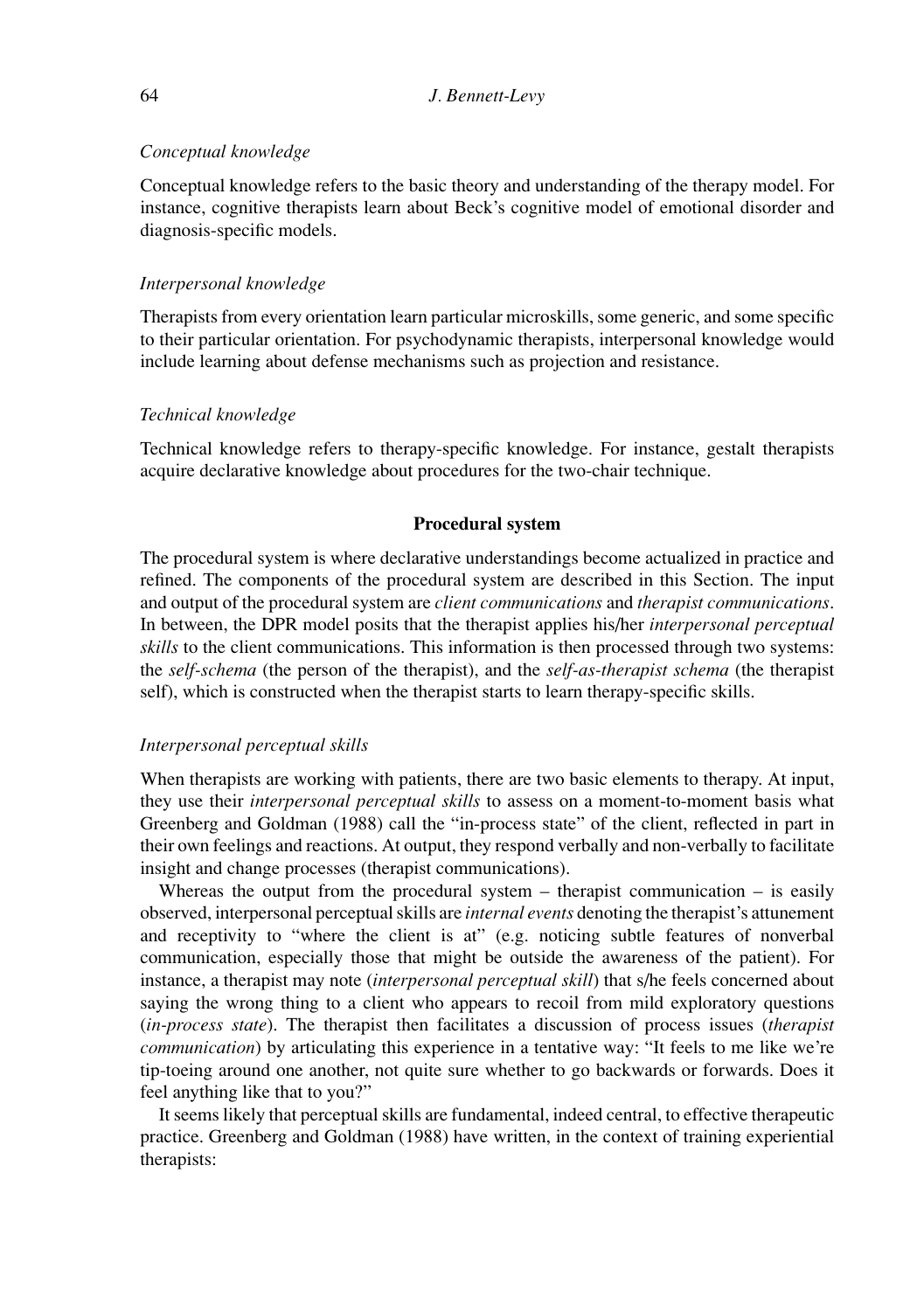*Conceptual knowledge*

Conceptual knowledge refers to the basic theory and understanding of the therapy model. For instance, cognitive therapists learn about Beck's cognitive model of emotional disorder and diagnosis-specific models.

*Interpersonal knowledge*

Therapists from every orientation learn particular microskills, some generic, and some specific to their particular orientation. For psychodynamic therapists, interpersonal knowledge would include learning about defense mechanisms such as projection and resistance.

*Technical knowledge*

Technical knowledge refers to therapy-specific knowledge. For instance, gestalt therapists acquire declarative knowledge about procedures for the two-chair technique.

## Procedural system

The procedural system is where declarative understandings become actualized in practice and refined. The components of the procedural system are described in this Section. The input and output of the procedural system are *client communications* and *therapist communications*. In between, the DPR model posits that the therapist applies his/her *interpersonal perceptual skills* to the client communications. This information is then processed through two systems: the *self-schema* (the person of the therapist), and the *self-as-therapist schema* (the therapist self), which is constructed when the therapist starts to learn therapy-specific skills.

*Interpersonal perceptual skills*

When therapists are working with patients, there are two basic elements to therapy. At input, they use their *interpersonal perceptual skills* to assess on a moment-to-moment basis what Greenberg and Goldman (1988) call the "in-process state" of the client, reflected in part in their own feelings and reactions. At output, they respond verbally and non-verbally to facilitate insight and change processes (therapist communications).

Whereas the output from the procedural system – therapist communication – is easily observed, interpersonal perceptual skills are *internal events* denoting the therapist's attunement and receptivity to "where the client is at" (e.g. noticing subtle features of nonverbal communication, especially those that might be outside the awareness of the patient). For instance, a therapist may note (*interpersonal perceptual skill*) that s/he feels concerned about saying the wrong thing to a client who appears to recoil from mild exploratory questions (*in-process state*). The therapist then facilitates a discussion of process issues (*therapist communication*) by articulating this experience in a tentative way: "It feels to me like we're tip-toeing around one another, not quite sure whether to go backwards or forwards. Does it feel anything like that to you?"

It seems likely that perceptual skills are fundamental, indeed central, to effective therapeutic practice. Greenberg and Goldman (1988) have written, in the context of training experiential therapists: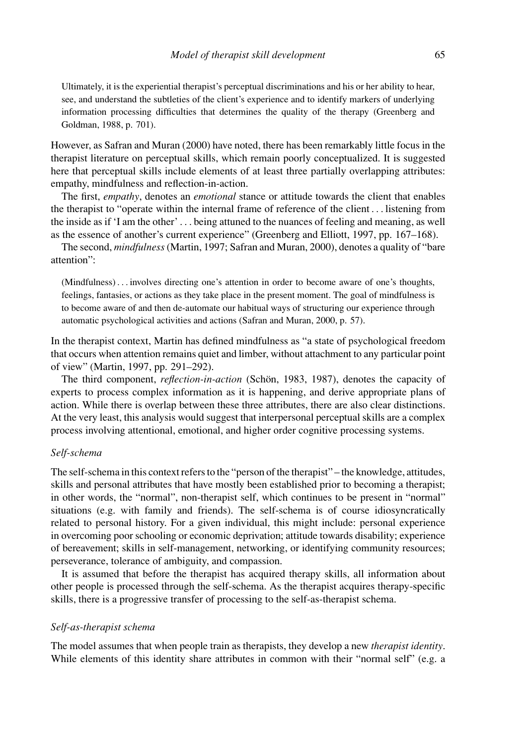> Ultimately, it is the experiential therapist's perceptual discriminations and his or her ability to hear, see, and understand the subtleties of the client's experience and to identify markers of underlying information processing difficulties that determines the quality of the therapy (Greenberg and Goldman, 1988, p. 701).

However, as Safran and Muran (2000) have noted, there has been remarkably little focus in the therapist literature on perceptual skills, which remain poorly conceptualized. It is suggested here that perceptual skills include elements of at least three partially overlapping attributes: empathy, mindfulness and reflection-in-action.

The first, *empathy*, denotes an *emotional* stance or attitude towards the client that enables the therapist to "operate within the internal frame of reference of the client . . . listening from the inside as if 'I am the other' . . . being attuned to the nuances of feeling and meaning, as well as the essence of another's current experience" (Greenberg and Elliott, 1997, pp. 167–168).

The second, *mindfulness* (Martin, 1997; Safran and Muran, 2000), denotes a quality of "bare attention":

> (Mindfulness) . . . involves directing one's attention in order to become aware of one's thoughts, feelings, fantasies, or actions as they take place in the present moment. The goal of mindfulness is to become aware of and then de-automate our habitual ways of structuring our experience through automatic psychological activities and actions (Safran and Muran, 2000, p. 57).

In the therapist context, Martin has defined mindfulness as "a state of psychological freedom that occurs when attention remains quiet and limber, without attachment to any particular point of view" (Martin, 1997, pp. 291–292).

The third component, *reflection-in-action* (Schön, 1983, 1987), denotes the capacity of experts to process complex information as it is happening, and derive appropriate plans of action. While there is overlap between these three attributes, there are also clear distinctions. At the very least, this analysis would suggest that interpersonal perceptual skills are a complex process involving attentional, emotional, and higher order cognitive processing systems.

### *Self-schema*

The self-schema in this context refers to the "person of the therapist" – the knowledge, attitudes, skills and personal attributes that have mostly been established prior to becoming a therapist; in other words, the "normal", non-therapist self, which continues to be present in "normal" situations (e.g. with family and friends). The self-schema is of course idiosyncratically related to personal history. For a given individual, this might include: personal experience in overcoming poor schooling or economic deprivation; attitude towards disability; experience of bereavement; skills in self-management, networking, or identifying community resources; perseverance, tolerance of ambiguity, and compassion.

It is assumed that before the therapist has acquired therapy skills, all information about other people is processed through the self-schema. As the therapist acquires therapy-specific skills, there is a progressive transfer of processing to the self-as-therapist schema.

### *Self-as-therapist schema*

The model assumes that when people train as therapists, they develop a new *therapist identity*. While elements of this identity share attributes in common with their "normal self" (e.g. a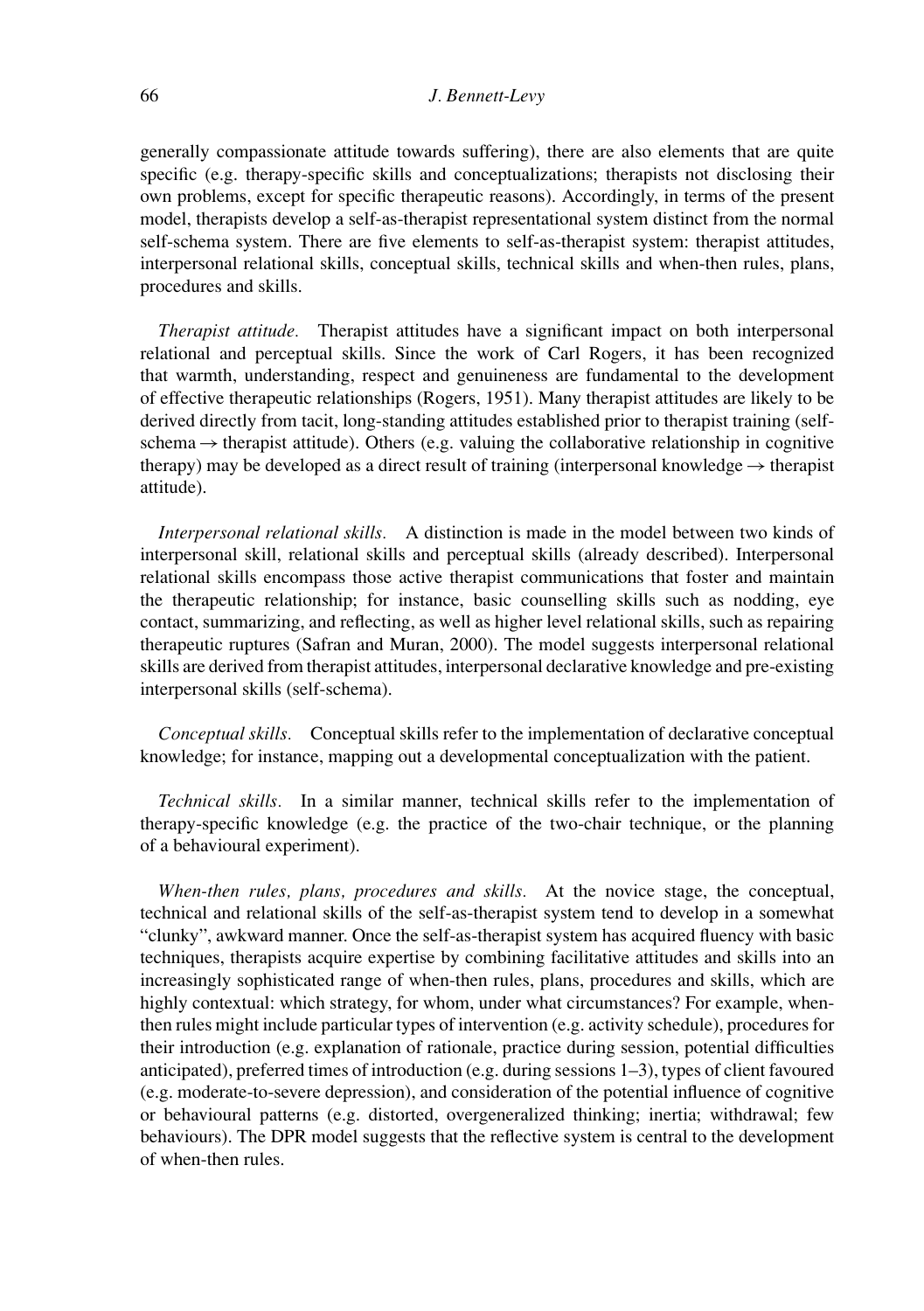generally compassionate attitude towards suffering), there are also elements that are quite specific (e.g. therapy-specific skills and conceptualizations; therapists not disclosing their own problems, except for specific therapeutic reasons). Accordingly, in terms of the present model, therapists develop a self-as-therapist representational system distinct from the normal self-schema system. There are five elements to self-as-therapist system: therapist attitudes, interpersonal relational skills, conceptual skills, technical skills and when-then rules, plans, procedures and skills.

*Therapist attitude.* Therapist attitudes have a significant impact on both interpersonal relational and perceptual skills. Since the work of Carl Rogers, it has been recognized that warmth, understanding, respect and genuineness are fundamental to the development of effective therapeutic relationships (Rogers, 1951). Many therapist attitudes are likely to be derived directly from tacit, long-standing attitudes established prior to therapist training (self-schema → therapist attitude). Others (e.g. valuing the collaborative relationship in cognitive therapy) may be developed as a direct result of training (interpersonal knowledge → therapist attitude).

*Interpersonal relational skills.* A distinction is made in the model between two kinds of interpersonal skill, relational skills and perceptual skills (already described). Interpersonal relational skills encompass those active therapist communications that foster and maintain the therapeutic relationship; for instance, basic counselling skills such as nodding, eye contact, summarizing, and reflecting, as well as higher level relational skills, such as repairing therapeutic ruptures (Safran and Muran, 2000). The model suggests interpersonal relational skills are derived from therapist attitudes, interpersonal declarative knowledge and pre-existing interpersonal skills (self-schema).

*Conceptual skills.* Conceptual skills refer to the implementation of declarative conceptual knowledge; for instance, mapping out a developmental conceptualization with the patient.

*Technical skills.* In a similar manner, technical skills refer to the implementation of therapy-specific knowledge (e.g. the practice of the two-chair technique, or the planning of a behavioural experiment).

*When-then rules, plans, procedures and skills.* At the novice stage, the conceptual, technical and relational skills of the self-as-therapist system tend to develop in a somewhat "clunky", awkward manner. Once the self-as-therapist system has acquired fluency with basic techniques, therapists acquire expertise by combining facilitative attitudes and skills into an increasingly sophisticated range of when-then rules, plans, procedures and skills, which are highly contextual: which strategy, for whom, under what circumstances? For example, when-then rules might include particular types of intervention (e.g. activity schedule), procedures for their introduction (e.g. explanation of rationale, practice during session, potential difficulties anticipated), preferred times of introduction (e.g. during sessions 1–3), types of client favoured (e.g. moderate-to-severe depression), and consideration of the potential influence of cognitive or behavioural patterns (e.g. distorted, overgeneralized thinking; inertia; withdrawal; few behaviours). The DPR model suggests that the reflective system is central to the development of when-then rules.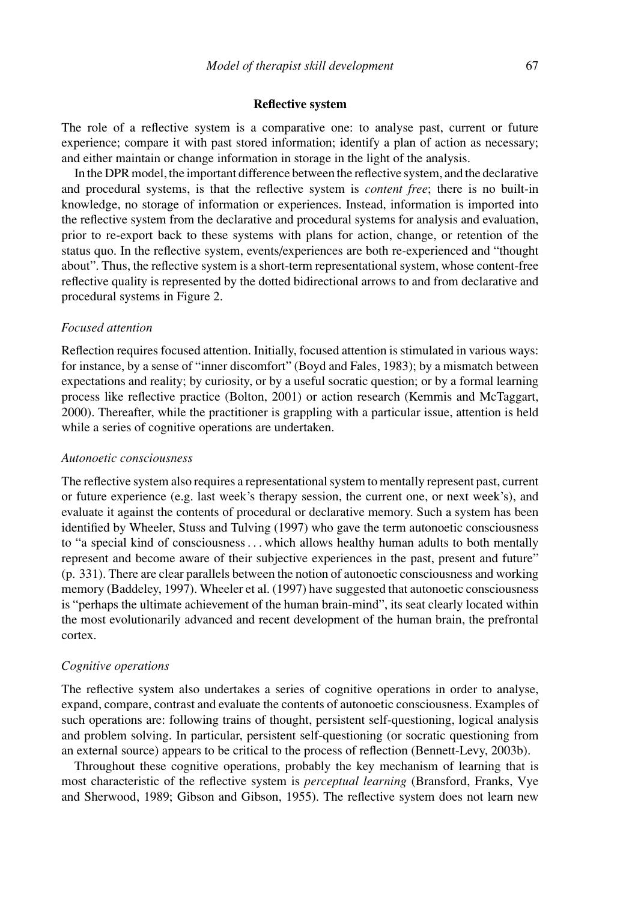## Reflective system

The role of a reflective system is a comparative one: to analyse past, current or future experience; compare it with past stored information; identify a plan of action as necessary; and either maintain or change information in storage in the light of the analysis.

In the DPR model, the important difference between the reflective system, and the declarative and procedural systems, is that the reflective system is *content free*; there is no built-in knowledge, no storage of information or experiences. Instead, information is imported into the reflective system from the declarative and procedural systems for analysis and evaluation, prior to re-export back to these systems with plans for action, change, or retention of the status quo. In the reflective system, events/experiences are both re-experienced and "thought about". Thus, the reflective system is a short-term representational system, whose content-free reflective quality is represented by the dotted bidirectional arrows to and from declarative and procedural systems in Figure 2.

### *Focused attention*

Reflection requires focused attention. Initially, focused attention is stimulated in various ways: for instance, by a sense of "inner discomfort" (Boyd and Fales, 1983); by a mismatch between expectations and reality; by curiosity, or by a useful socratic question; or by a formal learning process like reflective practice (Bolton, 2001) or action research (Kemmis and McTaggart, 2000). Thereafter, while the practitioner is grappling with a particular issue, attention is held while a series of cognitive operations are undertaken.

### *Autonoetic consciousness*

The reflective system also requires a representational system to mentally represent past, current or future experience (e.g. last week's therapy session, the current one, or next week's), and evaluate it against the contents of procedural or declarative memory. Such a system has been identified by Wheeler, Stuss and Tulving (1997) who gave the term autonoetic consciousness to "a special kind of consciousness . . . which allows healthy human adults to both mentally represent and become aware of their subjective experiences in the past, present and future" (p. 331). There are clear parallels between the notion of autonoetic consciousness and working memory (Baddeley, 1997). Wheeler et al. (1997) have suggested that autonoetic consciousness is "perhaps the ultimate achievement of the human brain-mind", its seat clearly located within the most evolutionarily advanced and recent development of the human brain, the prefrontal cortex.

### *Cognitive operations*

The reflective system also undertakes a series of cognitive operations in order to analyse, expand, compare, contrast and evaluate the contents of autonoetic consciousness. Examples of such operations are: following trains of thought, persistent self-questioning, logical analysis and problem solving. In particular, persistent self-questioning (or socratic questioning from an external source) appears to be critical to the process of reflection (Bennett-Levy, 2003b).

Throughout these cognitive operations, probably the key mechanism of learning that is most characteristic of the reflective system is *perceptual learning* (Bransford, Franks, Vye and Sherwood, 1989; Gibson and Gibson, 1955). The reflective system does not learn new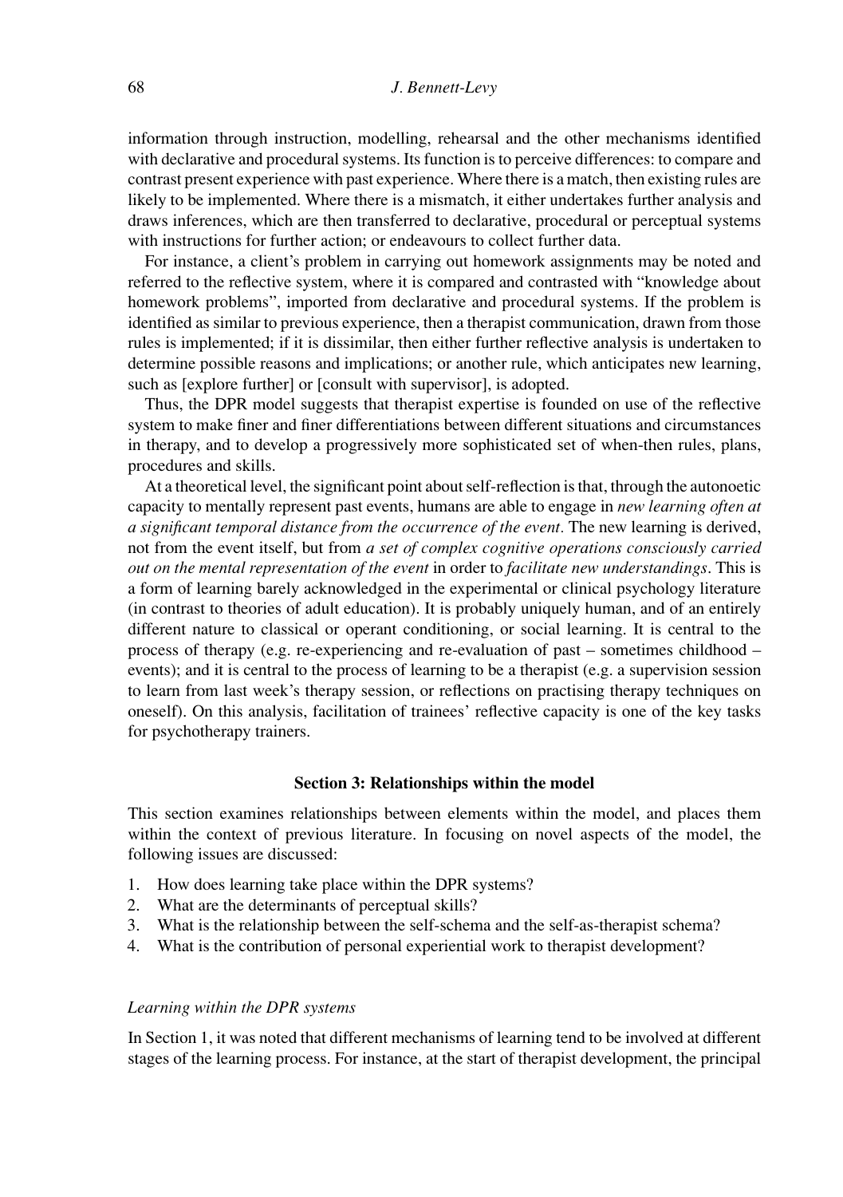information through instruction, modelling, rehearsal and the other mechanisms identified with declarative and procedural systems. Its function is to perceive differences: to compare and contrast present experience with past experience. Where there is a match, then existing rules are likely to be implemented. Where there is a mismatch, it either undertakes further analysis and draws inferences, which are then transferred to declarative, procedural or perceptual systems with instructions for further action; or endeavours to collect further data.

For instance, a client's problem in carrying out homework assignments may be noted and referred to the reflective system, where it is compared and contrasted with "knowledge about homework problems", imported from declarative and procedural systems. If the problem is identified as similar to previous experience, then a therapist communication, drawn from those rules is implemented; if it is dissimilar, then either further reflective analysis is undertaken to determine possible reasons and implications; or another rule, which anticipates new learning, such as [explore further] or [consult with supervisor], is adopted.

Thus, the DPR model suggests that therapist expertise is founded on use of the reflective system to make finer and finer differentiations between different situations and circumstances in therapy, and to develop a progressively more sophisticated set of when-then rules, plans, procedures and skills.

At a theoretical level, the significant point about self-reflection is that, through the autonoetic capacity to mentally represent past events, humans are able to engage in *new learning often at a significant temporal distance from the occurrence of the event*. The new learning is derived, not from the event itself, but from *a set of complex cognitive operations consciously carried out on the mental representation of the event* in order to *facilitate new understandings*. This is a form of learning barely acknowledged in the experimental or clinical psychology literature (in contrast to theories of adult education). It is probably uniquely human, and of an entirely different nature to classical or operant conditioning, or social learning. It is central to the process of therapy (e.g. re-experiencing and re-evaluation of past – sometimes childhood – events); and it is central to the process of learning to be a therapist (e.g. a supervision session to learn from last week's therapy session, or reflections on practising therapy techniques on oneself). On this analysis, facilitation of trainees' reflective capacity is one of the key tasks for psychotherapy trainers.

## Section 3: Relationships within the model

This section examines relationships between elements within the model, and places them within the context of previous literature. In focusing on novel aspects of the model, the following issues are discussed:

1. How does learning take place within the DPR systems?
2. What are the determinants of perceptual skills?
3. What is the relationship between the self-schema and the self-as-therapist schema?
4. What is the contribution of personal experiential work to therapist development?

### *Learning within the DPR systems*

In Section 1, it was noted that different mechanisms of learning tend to be involved at different stages of the learning process. For instance, at the start of therapist development, the principal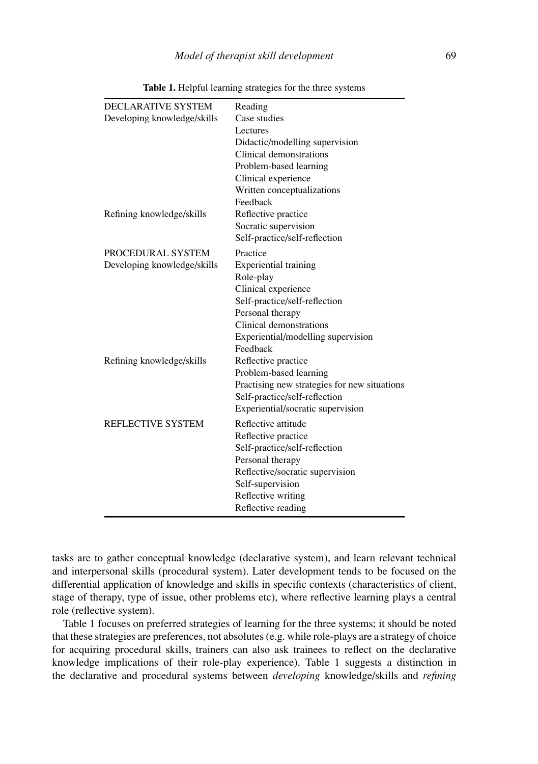**Table 1.** Helpful learning strategies for the three systems

| | |
|---|---|
| DECLARATIVE SYSTEM | Reading |
| Developing knowledge/skills | Case studies |
| | Lectures |
| | Didactic/modelling supervision |
| | Clinical demonstrations |
| | Problem-based learning |
| | Clinical experience |
| | Written conceptualizations |
| | Feedback |
| Refining knowledge/skills | Reflective practice |
| | Socratic supervision |
| | Self-practice/self-reflection |
| PROCEDURAL SYSTEM | Practice |
| Developing knowledge/skills | Experiential training |
| | Role-play |
| | Clinical experience |
| | Self-practice/self-reflection |
| | Personal therapy |
| | Clinical demonstrations |
| | Experiential/modelling supervision |
| | Feedback |
| Refining knowledge/skills | Reflective practice |
| | Problem-based learning |
| | Practising new strategies for new situations |
| | Self-practice/self-reflection |
| | Experiential/socratic supervision |
| REFLECTIVE SYSTEM | Reflective attitude |
| | Reflective practice |
| | Self-practice/self-reflection |
| | Personal therapy |
| | Reflective/socratic supervision |
| | Self-supervision |
| | Reflective writing |
| | Reflective reading |

tasks are to gather conceptual knowledge (declarative system), and learn relevant technical and interpersonal skills (procedural system). Later development tends to be focused on the differential application of knowledge and skills in specific contexts (characteristics of client, stage of therapy, type of issue, other problems etc), where reflective learning plays a central role (reflective system).

Table 1 focuses on preferred strategies of learning for the three systems; it should be noted that these strategies are preferences, not absolutes (e.g. while role-plays are a strategy of choice for acquiring procedural skills, trainers can also ask trainees to reflect on the declarative knowledge implications of their role-play experience). Table 1 suggests a distinction in the declarative and procedural systems between *developing* knowledge/skills and *refining*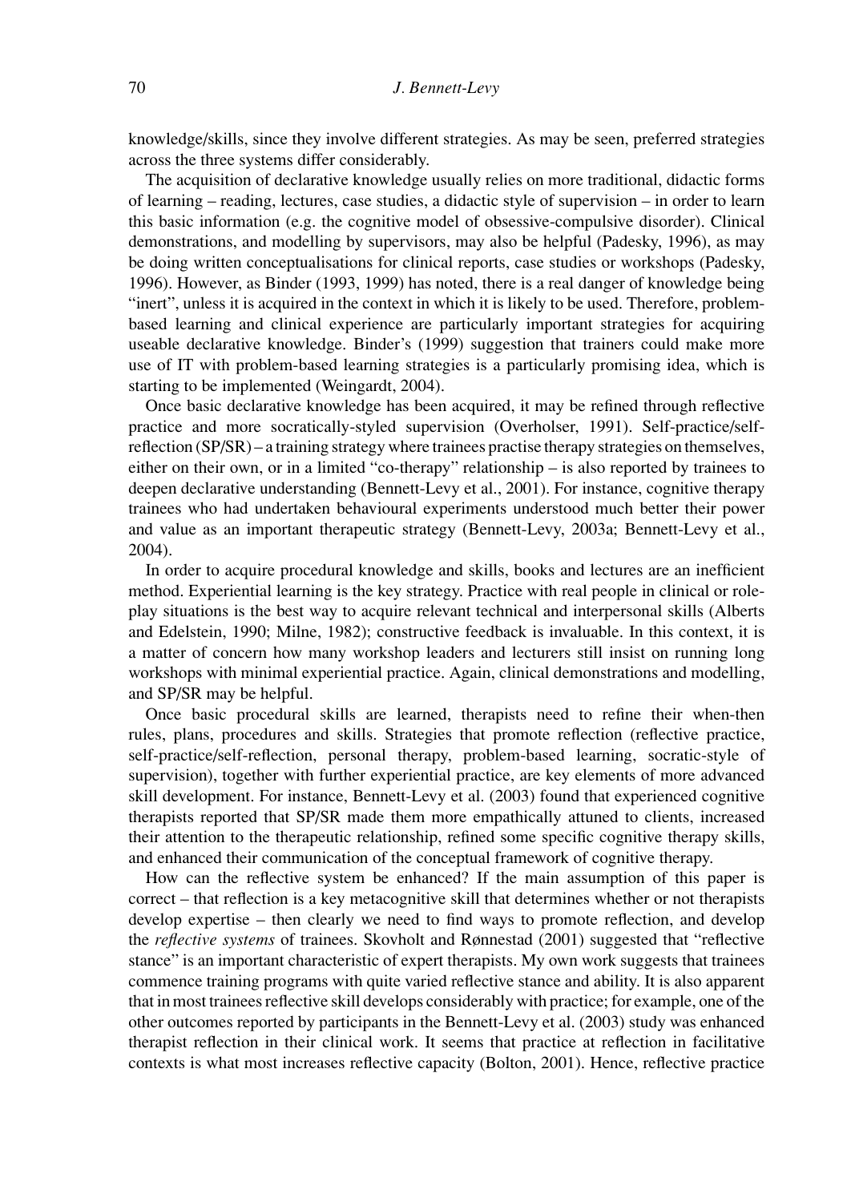knowledge/skills, since they involve different strategies. As may be seen, preferred strategies across the three systems differ considerably.

The acquisition of declarative knowledge usually relies on more traditional, didactic forms of learning – reading, lectures, case studies, a didactic style of supervision – in order to learn this basic information (e.g. the cognitive model of obsessive-compulsive disorder). Clinical demonstrations, and modelling by supervisors, may also be helpful (Padesky, 1996), as may be doing written conceptualisations for clinical reports, case studies or workshops (Padesky, 1996). However, as Binder (1993, 1999) has noted, there is a real danger of knowledge being "inert", unless it is acquired in the context in which it is likely to be used. Therefore, problem-based learning and clinical experience are particularly important strategies for acquiring useable declarative knowledge. Binder's (1999) suggestion that trainers could make more use of IT with problem-based learning strategies is a particularly promising idea, which is starting to be implemented (Weingardt, 2004).

Once basic declarative knowledge has been acquired, it may be refined through reflective practice and more socratically-styled supervision (Overholser, 1991). Self-practice/self-reflection (SP/SR) – a training strategy where trainees practise therapy strategies on themselves, either on their own, or in a limited "co-therapy" relationship – is also reported by trainees to deepen declarative understanding (Bennett-Levy et al., 2001). For instance, cognitive therapy trainees who had undertaken behavioural experiments understood much better their power and value as an important therapeutic strategy (Bennett-Levy, 2003a; Bennett-Levy et al., 2004).

In order to acquire procedural knowledge and skills, books and lectures are an inefficient method. Experiential learning is the key strategy. Practice with real people in clinical or role-play situations is the best way to acquire relevant technical and interpersonal skills (Alberts and Edelstein, 1990; Milne, 1982); constructive feedback is invaluable. In this context, it is a matter of concern how many workshop leaders and lecturers still insist on running long workshops with minimal experiential practice. Again, clinical demonstrations and modelling, and SP/SR may be helpful.

Once basic procedural skills are learned, therapists need to refine their when-then rules, plans, procedures and skills. Strategies that promote reflection (reflective practice, self-practice/self-reflection, personal therapy, problem-based learning, socratic-style of supervision), together with further experiential practice, are key elements of more advanced skill development. For instance, Bennett-Levy et al. (2003) found that experienced cognitive therapists reported that SP/SR made them more empathically attuned to clients, increased their attention to the therapeutic relationship, refined some specific cognitive therapy skills, and enhanced their communication of the conceptual framework of cognitive therapy.

How can the reflective system be enhanced? If the main assumption of this paper is correct – that reflection is a key metacognitive skill that determines whether or not therapists develop expertise – then clearly we need to find ways to promote reflection, and develop the *reflective systems* of trainees. Skovholt and Rønnestad (2001) suggested that "reflective stance" is an important characteristic of expert therapists. My own work suggests that trainees commence training programs with quite varied reflective stance and ability. It is also apparent that in most trainees reflective skill develops considerably with practice; for example, one of the other outcomes reported by participants in the Bennett-Levy et al. (2003) study was enhanced therapist reflection in their clinical work. It seems that practice at reflection in facilitative contexts is what most increases reflective capacity (Bolton, 2001). Hence, reflective practice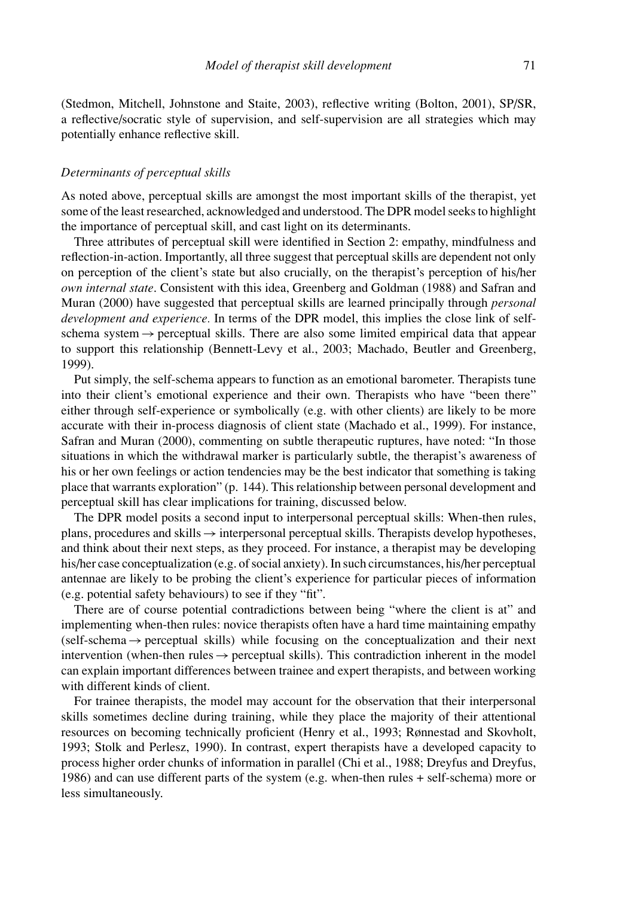(Stedmon, Mitchell, Johnstone and Staite, 2003), reflective writing (Bolton, 2001), SP/SR, a reflective/socratic style of supervision, and self-supervision are all strategies which may potentially enhance reflective skill.

### *Determinants of perceptual skills*

As noted above, perceptual skills are amongst the most important skills of the therapist, yet some of the least researched, acknowledged and understood. The DPR model seeks to highlight the importance of perceptual skill, and cast light on its determinants.

Three attributes of perceptual skill were identified in Section 2: empathy, mindfulness and reflection-in-action. Importantly, all three suggest that perceptual skills are dependent not only on perception of the client's state but also crucially, on the therapist's perception of his/her *own internal state*. Consistent with this idea, Greenberg and Goldman (1988) and Safran and Muran (2000) have suggested that perceptual skills are learned principally through *personal development and experience.* In terms of the DPR model, this implies the close link of self-schema system → perceptual skills. There are also some limited empirical data that appear to support this relationship (Bennett-Levy et al., 2003; Machado, Beutler and Greenberg, 1999).

Put simply, the self-schema appears to function as an emotional barometer. Therapists tune into their client's emotional experience and their own. Therapists who have "been there" either through self-experience or symbolically (e.g. with other clients) are likely to be more accurate with their in-process diagnosis of client state (Machado et al., 1999). For instance, Safran and Muran (2000), commenting on subtle therapeutic ruptures, have noted: "In those situations in which the withdrawal marker is particularly subtle, the therapist's awareness of his or her own feelings or action tendencies may be the best indicator that something is taking place that warrants exploration" (p. 144). This relationship between personal development and perceptual skill has clear implications for training, discussed below.

The DPR model posits a second input to interpersonal perceptual skills: When-then rules, plans, procedures and skills → interpersonal perceptual skills. Therapists develop hypotheses, and think about their next steps, as they proceed. For instance, a therapist may be developing his/her case conceptualization (e.g. of social anxiety). In such circumstances, his/her perceptual antennae are likely to be probing the client's experience for particular pieces of information (e.g. potential safety behaviours) to see if they "fit".

There are of course potential contradictions between being "where the client is at" and implementing when-then rules: novice therapists often have a hard time maintaining empathy (self-schema → perceptual skills) while focusing on the conceptualization and their next intervention (when-then rules → perceptual skills). This contradiction inherent in the model can explain important differences between trainee and expert therapists, and between working with different kinds of client.

For trainee therapists, the model may account for the observation that their interpersonal skills sometimes decline during training, while they place the majority of their attentional resources on becoming technically proficient (Henry et al., 1993; Rønnestad and Skovholt, 1993; Stolk and Perlesz, 1990). In contrast, expert therapists have a developed capacity to process higher order chunks of information in parallel (Chi et al., 1988; Dreyfus and Dreyfus, 1986) and can use different parts of the system (e.g. when-then rules + self-schema) more or less simultaneously.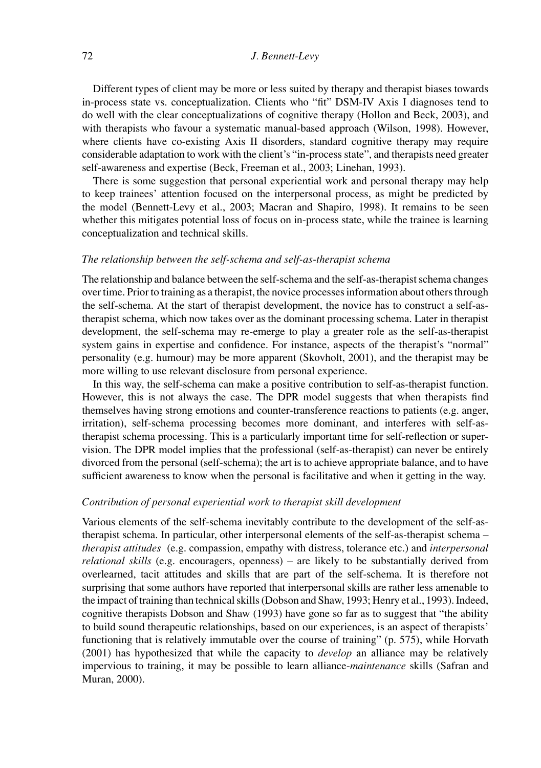Different types of client may be more or less suited by therapy and therapist biases towards in-process state vs. conceptualization. Clients who "fit" DSM-IV Axis I diagnoses tend to do well with the clear conceptualizations of cognitive therapy (Hollon and Beck, 2003), and with therapists who favour a systematic manual-based approach (Wilson, 1998). However, where clients have co-existing Axis II disorders, standard cognitive therapy may require considerable adaptation to work with the client's "in-process state", and therapists need greater self-awareness and expertise (Beck, Freeman et al., 2003; Linehan, 1993).

There is some suggestion that personal experiential work and personal therapy may help to keep trainees' attention focused on the interpersonal process, as might be predicted by the model (Bennett-Levy et al., 2003; Macran and Shapiro, 1998). It remains to be seen whether this mitigates potential loss of focus on in-process state, while the trainee is learning conceptualization and technical skills.

### *The relationship between the self-schema and self-as-therapist schema*

The relationship and balance between the self-schema and the self-as-therapist schema changes over time. Prior to training as a therapist, the novice processes information about others through the self-schema. At the start of therapist development, the novice has to construct a self-as-therapist schema, which now takes over as the dominant processing schema. Later in therapist development, the self-schema may re-emerge to play a greater role as the self-as-therapist system gains in expertise and confidence. For instance, aspects of the therapist's "normal" personality (e.g. humour) may be more apparent (Skovholt, 2001), and the therapist may be more willing to use relevant disclosure from personal experience.

In this way, the self-schema can make a positive contribution to self-as-therapist function. However, this is not always the case. The DPR model suggests that when therapists find themselves having strong emotions and counter-transference reactions to patients (e.g. anger, irritation), self-schema processing becomes more dominant, and interferes with self-as-therapist schema processing. This is a particularly important time for self-reflection or supervision. The DPR model implies that the professional (self-as-therapist) can never be entirely divorced from the personal (self-schema); the art is to achieve appropriate balance, and to have sufficient awareness to know when the personal is facilitative and when it getting in the way.

### *Contribution of personal experiential work to therapist skill development*

Various elements of the self-schema inevitably contribute to the development of the self-as-therapist schema. In particular, other interpersonal elements of the self-as-therapist schema – *therapist attitudes* (e.g. compassion, empathy with distress, tolerance etc.) and *interpersonal relational skills* (e.g. encouragers, openness) – are likely to be substantially derived from overlearned, tacit attitudes and skills that are part of the self-schema. It is therefore not surprising that some authors have reported that interpersonal skills are rather less amenable to the impact of training than technical skills (Dobson and Shaw, 1993; Henry et al., 1993). Indeed, cognitive therapists Dobson and Shaw (1993) have gone so far as to suggest that "the ability to build sound therapeutic relationships, based on our experiences, is an aspect of therapists' functioning that is relatively immutable over the course of training" (p. 575), while Horvath (2001) has hypothesized that while the capacity to *develop* an alliance may be relatively impervious to training, it may be possible to learn alliance-*maintenance* skills (Safran and Muran, 2000).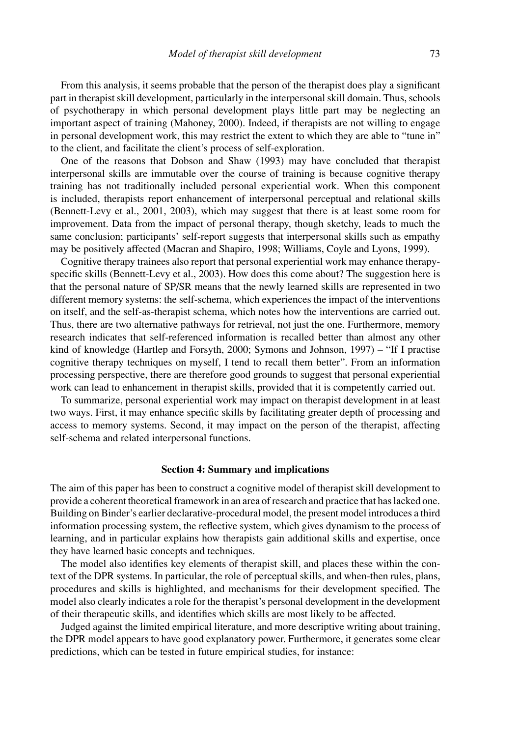From this analysis, it seems probable that the person of the therapist does play a significant part in therapist skill development, particularly in the interpersonal skill domain. Thus, schools of psychotherapy in which personal development plays little part may be neglecting an important aspect of training (Mahoney, 2000). Indeed, if therapists are not willing to engage in personal development work, this may restrict the extent to which they are able to "tune in" to the client, and facilitate the client's process of self-exploration.

One of the reasons that Dobson and Shaw (1993) may have concluded that therapist interpersonal skills are immutable over the course of training is because cognitive therapy training has not traditionally included personal experiential work. When this component is included, therapists report enhancement of interpersonal perceptual and relational skills (Bennett-Levy et al., 2001, 2003), which may suggest that there is at least some room for improvement. Data from the impact of personal therapy, though sketchy, leads to much the same conclusion; participants' self-report suggests that interpersonal skills such as empathy may be positively affected (Macran and Shapiro, 1998; Williams, Coyle and Lyons, 1999).

Cognitive therapy trainees also report that personal experiential work may enhance therapy-specific skills (Bennett-Levy et al., 2003). How does this come about? The suggestion here is that the personal nature of SP/SR means that the newly learned skills are represented in two different memory systems: the self-schema, which experiences the impact of the interventions on itself, and the self-as-therapist schema, which notes how the interventions are carried out. Thus, there are two alternative pathways for retrieval, not just the one. Furthermore, memory research indicates that self-referenced information is recalled better than almost any other kind of knowledge (Hartlep and Forsyth, 2000; Symons and Johnson, 1997) – "If I practise cognitive therapy techniques on myself, I tend to recall them better". From an information processing perspective, there are therefore good grounds to suggest that personal experiential work can lead to enhancement in therapist skills, provided that it is competently carried out.

To summarize, personal experiential work may impact on therapist development in at least two ways. First, it may enhance specific skills by facilitating greater depth of processing and access to memory systems. Second, it may impact on the person of the therapist, affecting self-schema and related interpersonal functions.

## Section 4: Summary and implications

The aim of this paper has been to construct a cognitive model of therapist skill development to provide a coherent theoretical framework in an area of research and practice that has lacked one. Building on Binder's earlier declarative-procedural model, the present model introduces a third information processing system, the reflective system, which gives dynamism to the process of learning, and in particular explains how therapists gain additional skills and expertise, once they have learned basic concepts and techniques.

The model also identifies key elements of therapist skill, and places these within the context of the DPR systems. In particular, the role of perceptual skills, and when-then rules, plans, procedures and skills is highlighted, and mechanisms for their development specified. The model also clearly indicates a role for the therapist's personal development in the development of their therapeutic skills, and identifies which skills are most likely to be affected.

Judged against the limited empirical literature, and more descriptive writing about training, the DPR model appears to have good explanatory power. Furthermore, it generates some clear predictions, which can be tested in future empirical studies, for instance: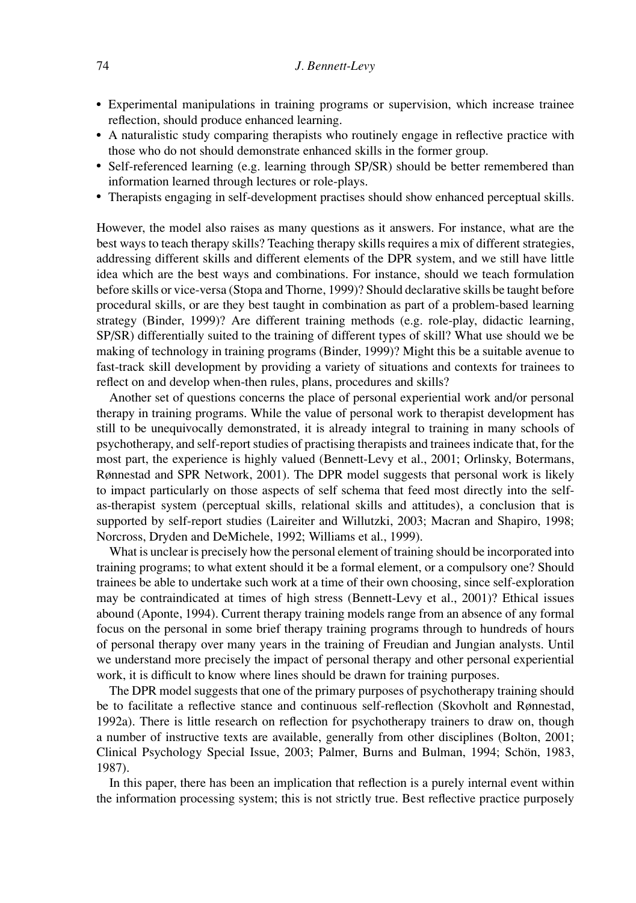- Experimental manipulations in training programs or supervision, which increase trainee reflection, should produce enhanced learning.
- A naturalistic study comparing therapists who routinely engage in reflective practice with those who do not should demonstrate enhanced skills in the former group.
- Self-referenced learning (e.g. learning through SP/SR) should be better remembered than information learned through lectures or role-plays.
- Therapists engaging in self-development practises should show enhanced perceptual skills.

However, the model also raises as many questions as it answers. For instance, what are the best ways to teach therapy skills? Teaching therapy skills requires a mix of different strategies, addressing different skills and different elements of the DPR system, and we still have little idea which are the best ways and combinations. For instance, should we teach formulation before skills or vice-versa (Stopa and Thorne, 1999)? Should declarative skills be taught before procedural skills, or are they best taught in combination as part of a problem-based learning strategy (Binder, 1999)? Are different training methods (e.g. role-play, didactic learning, SP/SR) differentially suited to the training of different types of skill? What use should we be making of technology in training programs (Binder, 1999)? Might this be a suitable avenue to fast-track skill development by providing a variety of situations and contexts for trainees to reflect on and develop when-then rules, plans, procedures and skills?

Another set of questions concerns the place of personal experiential work and/or personal therapy in training programs. While the value of personal work to therapist development has still to be unequivocally demonstrated, it is already integral to training in many schools of psychotherapy, and self-report studies of practising therapists and trainees indicate that, for the most part, the experience is highly valued (Bennett-Levy et al., 2001; Orlinsky, Botermans, Rønnestad and SPR Network, 2001). The DPR model suggests that personal work is likely to impact particularly on those aspects of self schema that feed most directly into the self-as-therapist system (perceptual skills, relational skills and attitudes), a conclusion that is supported by self-report studies (Laireiter and Willutzki, 2003; Macran and Shapiro, 1998; Norcross, Dryden and DeMichele, 1992; Williams et al., 1999).

What is unclear is precisely how the personal element of training should be incorporated into training programs; to what extent should it be a formal element, or a compulsory one? Should trainees be able to undertake such work at a time of their own choosing, since self-exploration may be contraindicated at times of high stress (Bennett-Levy et al., 2001)? Ethical issues abound (Aponte, 1994). Current therapy training models range from an absence of any formal focus on the personal in some brief therapy training programs through to hundreds of hours of personal therapy over many years in the training of Freudian and Jungian analysts. Until we understand more precisely the impact of personal therapy and other personal experiential work, it is difficult to know where lines should be drawn for training purposes.

The DPR model suggests that one of the primary purposes of psychotherapy training should be to facilitate a reflective stance and continuous self-reflection (Skovholt and Rønnestad, 1992a). There is little research on reflection for psychotherapy trainers to draw on, though a number of instructive texts are available, generally from other disciplines (Bolton, 2001; Clinical Psychology Special Issue, 2003; Palmer, Burns and Bulman, 1994; Schön, 1983, 1987).

In this paper, there has been an implication that reflection is a purely internal event within the information processing system; this is not strictly true. Best reflective practice purposely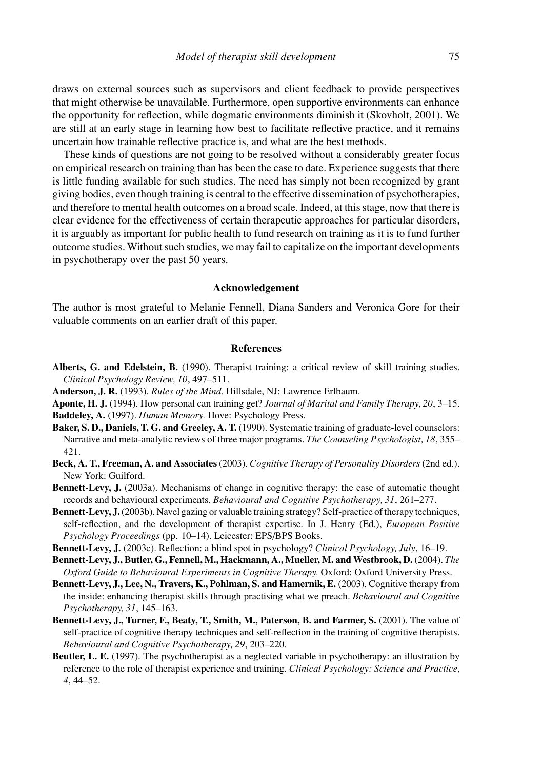draws on external sources such as supervisors and client feedback to provide perspectives that might otherwise be unavailable. Furthermore, open supportive environments can enhance the opportunity for reflection, while dogmatic environments diminish it (Skovholt, 2001). We are still at an early stage in learning how best to facilitate reflective practice, and it remains uncertain how trainable reflective practice is, and what are the best methods.

These kinds of questions are not going to be resolved without a considerably greater focus on empirical research on training than has been the case to date. Experience suggests that there is little funding available for such studies. The need has simply not been recognized by grant giving bodies, even though training is central to the effective dissemination of psychotherapies, and therefore to mental health outcomes on a broad scale. Indeed, at this stage, now that there is clear evidence for the effectiveness of certain therapeutic approaches for particular disorders, it is arguably as important for public health to fund research on training as it is to fund further outcome studies. Without such studies, we may fail to capitalize on the important developments in psychotherapy over the past 50 years.

## Acknowledgement

The author is most grateful to Melanie Fennell, Diana Sanders and Veronica Gore for their valuable comments on an earlier draft of this paper.

## References

**Alberts, G. and Edelstein, B.** (1990). Therapist training: a critical review of skill training studies. *Clinical Psychology Review, 10*, 497–511.

**Anderson, J. R.** (1993). *Rules of the Mind.* Hillsdale, NJ: Lawrence Erlbaum.

**Aponte, H. J.** (1994). How personal can training get? *Journal of Marital and Family Therapy, 20*, 3–15.

**Baddeley, A.** (1997). *Human Memory.* Hove: Psychology Press.

**Baker, S. D., Daniels, T. G. and Greeley, A. T.** (1990). Systematic training of graduate-level counselors: Narrative and meta-analytic reviews of three major programs. *The Counseling Psychologist, 18*, 355–421.

**Beck, A. T., Freeman, A. and Associates** (2003). *Cognitive Therapy of Personality Disorders* (2nd ed.). New York: Guilford.

**Bennett-Levy, J.** (2003a). Mechanisms of change in cognitive therapy: the case of automatic thought records and behavioural experiments. *Behavioural and Cognitive Psychotherapy, 31*, 261–277.

**Bennett-Levy, J.** (2003b). Navel gazing or valuable training strategy? Self-practice of therapy techniques, self-reflection, and the development of therapist expertise. In J. Henry (Ed.), *European Positive Psychology Proceedings* (pp. 10–14). Leicester: EPS/BPS Books.

**Bennett-Levy, J.** (2003c). Reflection: a blind spot in psychology? *Clinical Psychology, July*, 16–19.

**Bennett-Levy, J., Butler, G., Fennell, M., Hackmann, A., Mueller, M. and Westbrook, D.** (2004). *The Oxford Guide to Behavioural Experiments in Cognitive Therapy.* Oxford: Oxford University Press.

**Bennett-Levy, J., Lee, N., Travers, K., Pohlman, S. and Hamernik, E.** (2003). Cognitive therapy from the inside: enhancing therapist skills through practising what we preach. *Behavioural and Cognitive Psychotherapy, 31*, 145–163.

**Bennett-Levy, J., Turner, F., Beaty, T., Smith, M., Paterson, B. and Farmer, S.** (2001). The value of self-practice of cognitive therapy techniques and self-reflection in the training of cognitive therapists. *Behavioural and Cognitive Psychotherapy, 29*, 203–220.

**Beutler, L. E.** (1997). The psychotherapist as a neglected variable in psychotherapy: an illustration by reference to the role of therapist experience and training. *Clinical Psychology: Science and Practice, 4*, 44–52.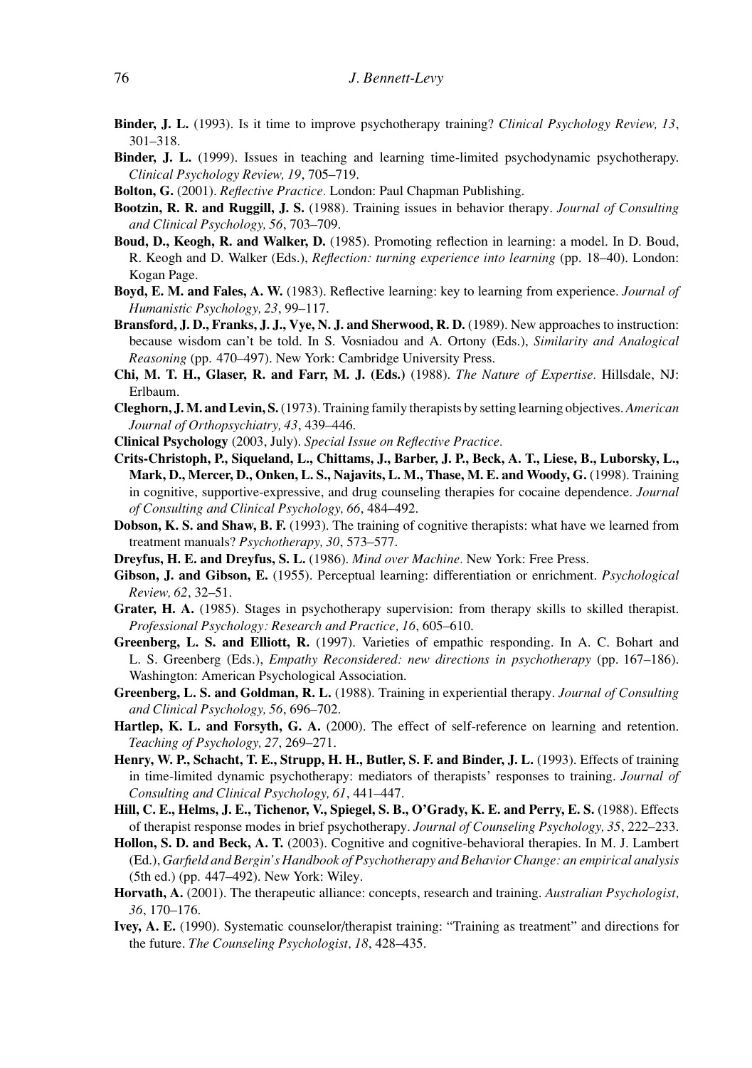**Binder, J. L.** (1993). Is it time to improve psychotherapy training? *Clinical Psychology Review, 13*, 301–318.

**Binder, J. L.** (1999). Issues in teaching and learning time-limited psychodynamic psychotherapy. *Clinical Psychology Review, 19*, 705–719.

**Bolton, G.** (2001). *Reflective Practice.* London: Paul Chapman Publishing.

**Bootzin, R. R. and Ruggill, J. S.** (1988). Training issues in behavior therapy. *Journal of Consulting and Clinical Psychology, 56*, 703–709.

**Boud, D., Keogh, R. and Walker, D.** (1985). Promoting reflection in learning: a model. In D. Boud, R. Keogh and D. Walker (Eds.), *Reflection: turning experience into learning* (pp. 18–40). London: Kogan Page.

**Boyd, E. M. and Fales, A. W.** (1983). Reflective learning: key to learning from experience. *Journal of Humanistic Psychology, 23*, 99–117.

**Bransford, J. D., Franks, J. J., Vye, N. J. and Sherwood, R. D.** (1989). New approaches to instruction: because wisdom can't be told. In S. Vosniadou and A. Ortony (Eds.), *Similarity and Analogical Reasoning* (pp. 470–497). New York: Cambridge University Press.

**Chi, M. T. H., Glaser, R. and Farr, M. J. (Eds.)** (1988). *The Nature of Expertise.* Hillsdale, NJ: Erlbaum.

**Cleghorn, J. M. and Levin, S.** (1973). Training family therapists by setting learning objectives. *American Journal of Orthopsychiatry, 43*, 439–446.

**Clinical Psychology** (2003, July). *Special Issue on Reflective Practice.*

**Crits-Christoph, P., Siqueland, L., Chittams, J., Barber, J. P., Beck, A. T., Liese, B., Luborsky, L., Mark, D., Mercer, D., Onken, L. S., Najavits, L. M., Thase, M. E. and Woody, G.** (1998). Training in cognitive, supportive-expressive, and drug counseling therapies for cocaine dependence. *Journal of Consulting and Clinical Psychology, 66*, 484–492.

**Dobson, K. S. and Shaw, B. F.** (1993). The training of cognitive therapists: what have we learned from treatment manuals? *Psychotherapy, 30*, 573–577.

**Dreyfus, H. E. and Dreyfus, S. L.** (1986). *Mind over Machine.* New York: Free Press.

**Gibson, J. and Gibson, E.** (1955). Perceptual learning: differentiation or enrichment. *Psychological Review, 62*, 32–51.

**Grater, H. A.** (1985). Stages in psychotherapy supervision: from therapy skills to skilled therapist. *Professional Psychology: Research and Practice, 16*, 605–610.

**Greenberg, L. S. and Elliott, R.** (1997). Varieties of empathic responding. In A. C. Bohart and L. S. Greenberg (Eds.), *Empathy Reconsidered: new directions in psychotherapy* (pp. 167–186). Washington: American Psychological Association.

**Greenberg, L. S. and Goldman, R. L.** (1988). Training in experiential therapy. *Journal of Consulting and Clinical Psychology, 56*, 696–702.

**Hartlep, K. L. and Forsyth, G. A.** (2000). The effect of self-reference on learning and retention. *Teaching of Psychology, 27*, 269–271.

**Henry, W. P., Schacht, T. E., Strupp, H. H., Butler, S. F. and Binder, J. L.** (1993). Effects of training in time-limited dynamic psychotherapy: mediators of therapists' responses to training. *Journal of Consulting and Clinical Psychology, 61*, 441–447.

**Hill, C. E., Helms, J. E., Tichenor, V., Spiegel, S. B., O'Grady, K. E. and Perry, E. S.** (1988). Effects of therapist response modes in brief psychotherapy. *Journal of Counseling Psychology, 35*, 222–233.

**Hollon, S. D. and Beck, A. T.** (2003). Cognitive and cognitive-behavioral therapies. In M. J. Lambert (Ed.), *Garfield and Bergin's Handbook of Psychotherapy and Behavior Change: an empirical analysis* (5th ed.) (pp. 447–492). New York: Wiley.

**Horvath, A.** (2001). The therapeutic alliance: concepts, research and training. *Australian Psychologist, 36*, 170–176.

**Ivey, A. E.** (1990). Systematic counselor/therapist training: "Training as treatment" and directions for the future. *The Counseling Psychologist, 18*, 428–435.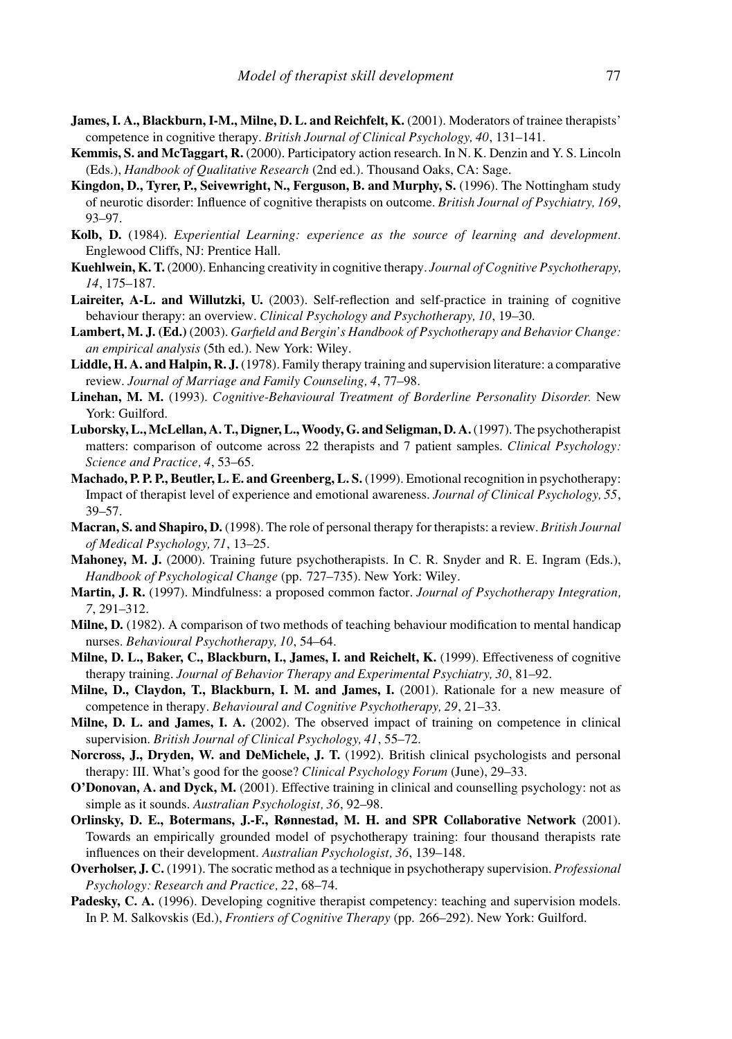**James, I. A., Blackburn, I-M., Milne, D. L. and Reichfelt, K.** (2001). Moderators of trainee therapists' competence in cognitive therapy. *British Journal of Clinical Psychology, 40*, 131–141.

**Kemmis, S. and McTaggart, R.** (2000). Participatory action research. In N. K. Denzin and Y. S. Lincoln (Eds.), *Handbook of Qualitative Research* (2nd ed.). Thousand Oaks, CA: Sage.

**Kingdon, D., Tyrer, P., Seivewright, N., Ferguson, B. and Murphy, S.** (1996). The Nottingham study of neurotic disorder: Influence of cognitive therapists on outcome. *British Journal of Psychiatry, 169*, 93–97.

**Kolb, D.** (1984). *Experiential Learning: experience as the source of learning and development.* Englewood Cliffs, NJ: Prentice Hall.

**Kuehlwein, K. T.** (2000). Enhancing creativity in cognitive therapy. *Journal of Cognitive Psychotherapy, 14*, 175–187.

**Laireiter, A-L. and Willutzki, U.** (2003). Self-reflection and self-practice in training of cognitive behaviour therapy: an overview. *Clinical Psychology and Psychotherapy, 10*, 19–30.

**Lambert, M. J. (Ed.)** (2003). *Garfield and Bergin's Handbook of Psychotherapy and Behavior Change: an empirical analysis* (5th ed.). New York: Wiley.

**Liddle, H. A. and Halpin, R. J.** (1978). Family therapy training and supervision literature: a comparative review. *Journal of Marriage and Family Counseling, 4*, 77–98.

**Linehan, M. M.** (1993). *Cognitive-Behavioural Treatment of Borderline Personality Disorder.* New York: Guilford.

**Luborsky, L., McLellan, A. T., Digner, L., Woody, G. and Seligman, D. A.** (1997). The psychotherapist matters: comparison of outcome across 22 therapists and 7 patient samples. *Clinical Psychology: Science and Practice, 4*, 53–65.

**Machado, P. P. P., Beutler, L. E. and Greenberg, L. S.** (1999). Emotional recognition in psychotherapy: Impact of therapist level of experience and emotional awareness. *Journal of Clinical Psychology, 55*, 39–57.

**Macran, S. and Shapiro, D.** (1998). The role of personal therapy for therapists: a review. *British Journal of Medical Psychology, 71*, 13–25.

**Mahoney, M. J.** (2000). Training future psychotherapists. In C. R. Snyder and R. E. Ingram (Eds.), *Handbook of Psychological Change* (pp. 727–735). New York: Wiley.

**Martin, J. R.** (1997). Mindfulness: a proposed common factor. *Journal of Psychotherapy Integration, 7*, 291–312.

**Milne, D.** (1982). A comparison of two methods of teaching behaviour modification to mental handicap nurses. *Behavioural Psychotherapy, 10*, 54–64.

**Milne, D. L., Baker, C., Blackburn, I., James, I. and Reichelt, K.** (1999). Effectiveness of cognitive therapy training. *Journal of Behavior Therapy and Experimental Psychiatry, 30*, 81–92.

**Milne, D., Claydon, T., Blackburn, I. M. and James, I.** (2001). Rationale for a new measure of competence in therapy. *Behavioural and Cognitive Psychotherapy, 29*, 21–33.

**Milne, D. L. and James, I. A.** (2002). The observed impact of training on competence in clinical supervision. *British Journal of Clinical Psychology, 41*, 55–72.

**Norcross, J., Dryden, W. and DeMichele, J. T.** (1992). British clinical psychologists and personal therapy: III. What's good for the goose? *Clinical Psychology Forum* (June), 29–33.

**O'Donovan, A. and Dyck, M.** (2001). Effective training in clinical and counselling psychology: not as simple as it sounds. *Australian Psychologist, 36*, 92–98.

**Orlinsky, D. E., Botermans, J.-F., Rønnestad, M. H. and SPR Collaborative Network** (2001). Towards an empirically grounded model of psychotherapy training: four thousand therapists rate influences on their development. *Australian Psychologist, 36*, 139–148.

**Overholser, J. C.** (1991). The socratic method as a technique in psychotherapy supervision. *Professional Psychology: Research and Practice, 22*, 68–74.

**Padesky, C. A.** (1996). Developing cognitive therapist competency: teaching and supervision models. In P. M. Salkovskis (Ed.), *Frontiers of Cognitive Therapy* (pp. 266–292). New York: Guilford.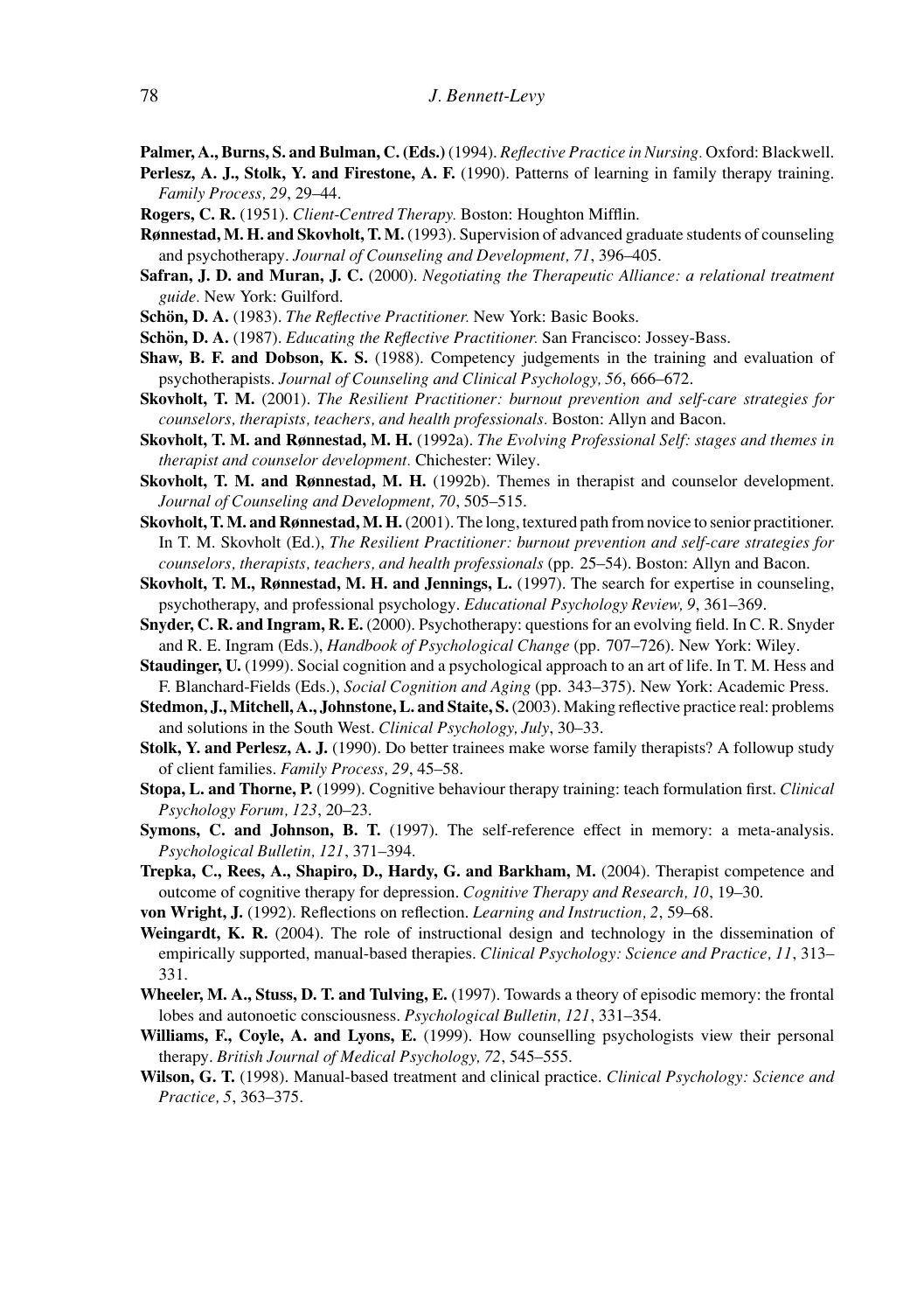**Palmer, A., Burns, S. and Bulman, C. (Eds.)** (1994). *Reflective Practice in Nursing.* Oxford: Blackwell.

**Perlesz, A. J., Stolk, Y. and Firestone, A. F.** (1990). Patterns of learning in family therapy training. *Family Process, 29*, 29–44.

**Rogers, C. R.** (1951). *Client-Centred Therapy.* Boston: Houghton Mifflin.

**Rønnestad, M. H. and Skovholt, T. M.** (1993). Supervision of advanced graduate students of counseling and psychotherapy. *Journal of Counseling and Development, 71*, 396–405.

**Safran, J. D. and Muran, J. C.** (2000). *Negotiating the Therapeutic Alliance: a relational treatment guide.* New York: Guilford.

**Schön, D. A.** (1983). *The Reflective Practitioner.* New York: Basic Books.

**Schön, D. A.** (1987). *Educating the Reflective Practitioner.* San Francisco: Jossey-Bass.

**Shaw, B. F. and Dobson, K. S.** (1988). Competency judgements in the training and evaluation of psychotherapists. *Journal of Counseling and Clinical Psychology, 56*, 666–672.

**Skovholt, T. M.** (2001). *The Resilient Practitioner: burnout prevention and self-care strategies for counselors, therapists, teachers, and health professionals.* Boston: Allyn and Bacon.

**Skovholt, T. M. and Rønnestad, M. H.** (1992a). *The Evolving Professional Self: stages and themes in therapist and counselor development.* Chichester: Wiley.

**Skovholt, T. M. and Rønnestad, M. H.** (1992b). Themes in therapist and counselor development. *Journal of Counseling and Development, 70*, 505–515.

**Skovholt, T. M. and Rønnestad, M. H.** (2001). The long, textured path from novice to senior practitioner. In T. M. Skovholt (Ed.), *The Resilient Practitioner: burnout prevention and self-care strategies for counselors, therapists, teachers, and health professionals* (pp. 25–54). Boston: Allyn and Bacon.

**Skovholt, T. M., Rønnestad, M. H. and Jennings, L.** (1997). The search for expertise in counseling, psychotherapy, and professional psychology. *Educational Psychology Review, 9*, 361–369.

**Snyder, C. R. and Ingram, R. E.** (2000). Psychotherapy: questions for an evolving field. In C. R. Snyder and R. E. Ingram (Eds.), *Handbook of Psychological Change* (pp. 707–726). New York: Wiley.

**Staudinger, U.** (1999). Social cognition and a psychological approach to an art of life. In T. M. Hess and F. Blanchard-Fields (Eds.), *Social Cognition and Aging* (pp. 343–375). New York: Academic Press.

**Stedmon, J., Mitchell, A., Johnstone, L. and Staite, S.** (2003). Making reflective practice real: problems and solutions in the South West. *Clinical Psychology, July*, 30–33.

**Stolk, Y. and Perlesz, A. J.** (1990). Do better trainees make worse family therapists? A followup study of client families. *Family Process, 29*, 45–58.

**Stopa, L. and Thorne, P.** (1999). Cognitive behaviour therapy training: teach formulation first. *Clinical Psychology Forum, 123*, 20–23.

**Symons, C. and Johnson, B. T.** (1997). The self-reference effect in memory: a meta-analysis. *Psychological Bulletin, 121*, 371–394.

**Trepka, C., Rees, A., Shapiro, D., Hardy, G. and Barkham, M.** (2004). Therapist competence and outcome of cognitive therapy for depression. *Cognitive Therapy and Research, 10*, 19–30.

**von Wright, J.** (1992). Reflections on reflection. *Learning and Instruction, 2*, 59–68.

**Weingardt, K. R.** (2004). The role of instructional design and technology in the dissemination of empirically supported, manual-based therapies. *Clinical Psychology: Science and Practice, 11*, 313–331.

**Wheeler, M. A., Stuss, D. T. and Tulving, E.** (1997). Towards a theory of episodic memory: the frontal lobes and autonoetic consciousness. *Psychological Bulletin, 121*, 331–354.

**Williams, F., Coyle, A. and Lyons, E.** (1999). How counselling psychologists view their personal therapy. *British Journal of Medical Psychology, 72*, 545–555.

**Wilson, G. T.** (1998). Manual-based treatment and clinical practice. *Clinical Psychology: Science and Practice, 5*, 363–375.